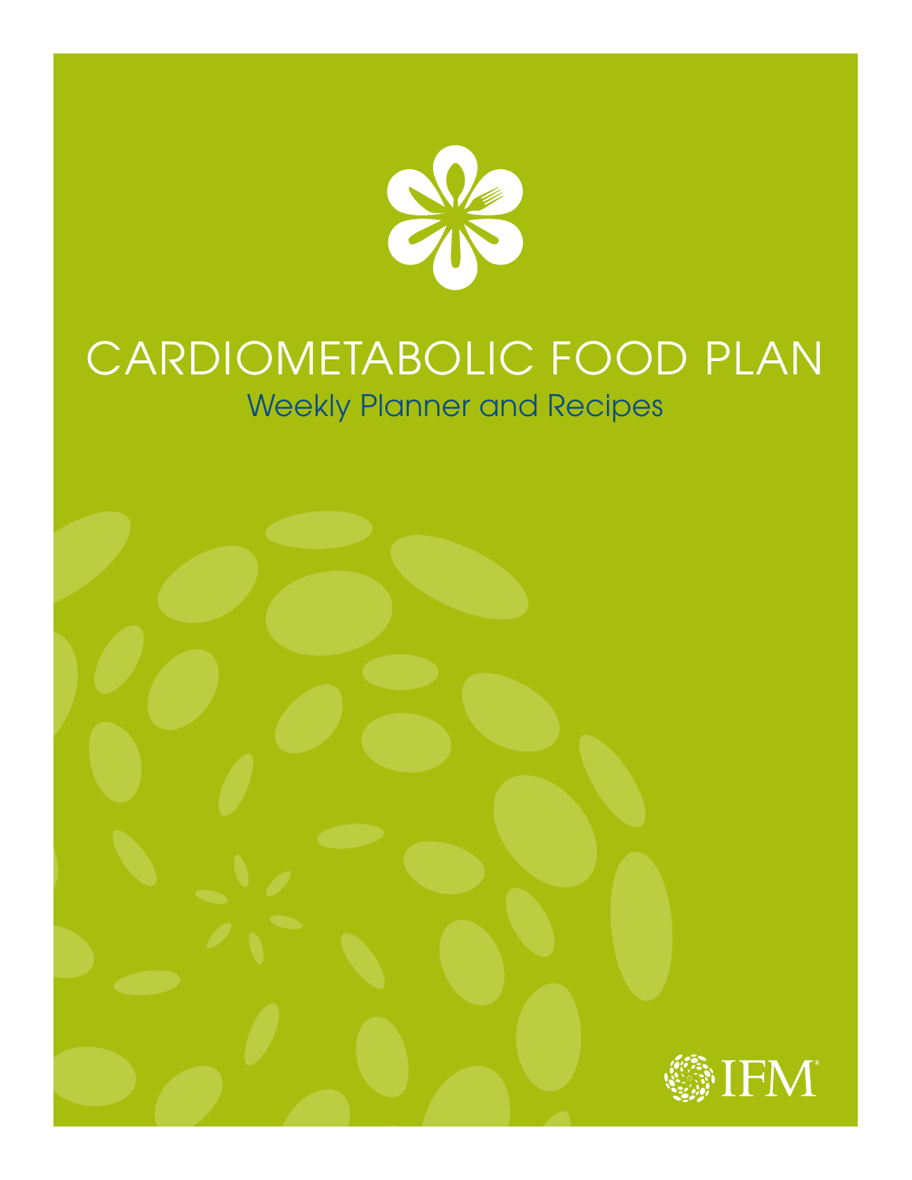# CARDIOMETABOLIC FOOD PLAN

## Weekly Planner and Recipes

IFM®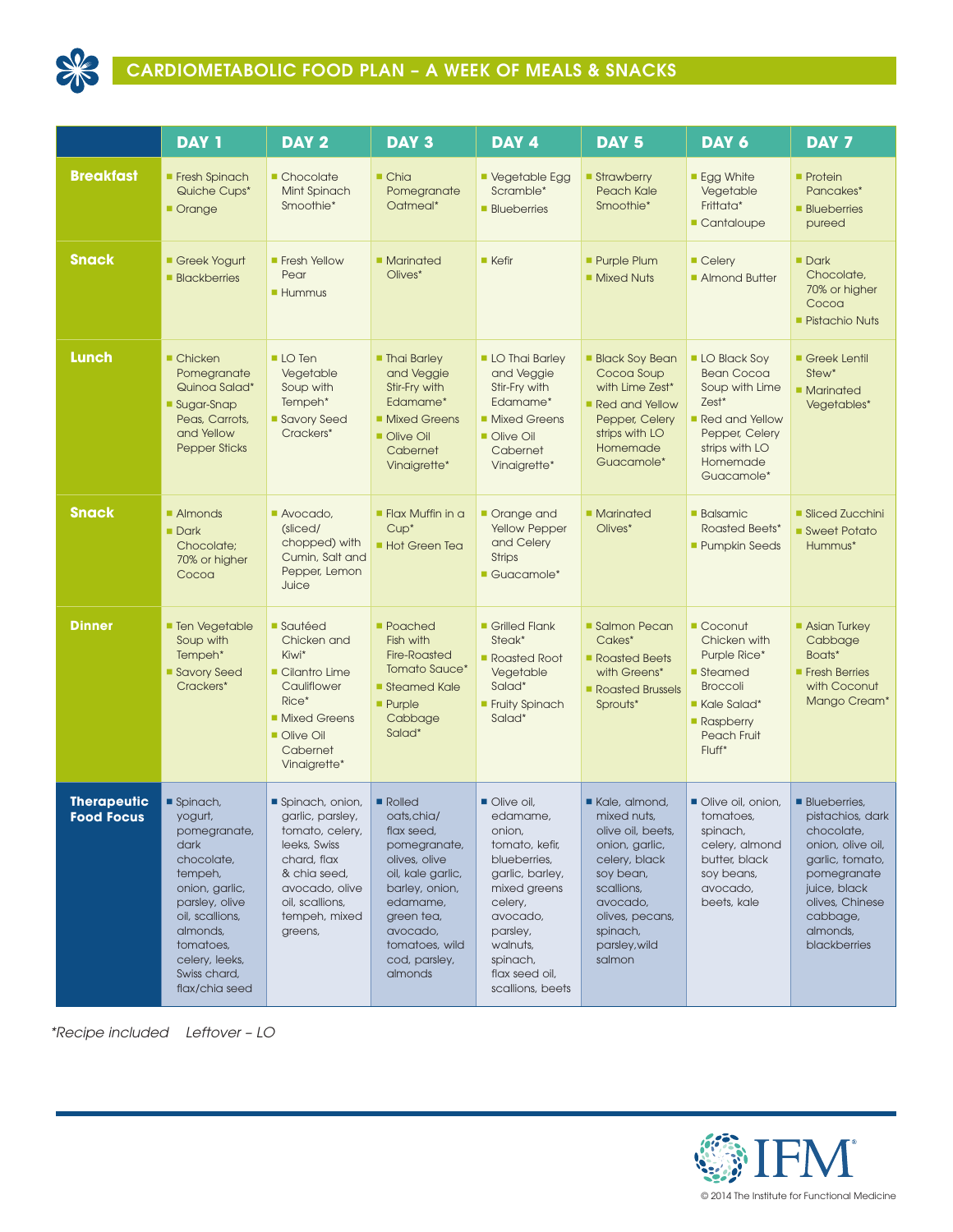# CARDIOMETABOLIC FOOD PLAN – A WEEK OF MEALS & SNACKS

| | DAY 1 | DAY 2 | DAY 3 | DAY 4 | DAY 5 | DAY 6 | DAY 7 |
|---|---|---|---|---|---|---|---|
| **Breakfast** | Fresh Spinach Quiche Cups*<br>Orange | Chocolate Mint Spinach Smoothie* | Chia Pomegranate Oatmeal* | Vegetable Egg Scramble*<br>Blueberries | Strawberry Peach Kale Smoothie* | Egg White Vegetable Frittata*<br>Cantaloupe | Protein Pancakes*<br>Blueberries pureed |
| **Snack** | Greek Yogurt<br>Blackberries | Fresh Yellow Pear<br>Hummus | Marinated Olives* | Kefir | Purple Plum<br>Mixed Nuts | Celery<br>Almond Butter | Dark Chocolate, 70% or higher Cocoa<br>Pistachio Nuts |
| **Lunch** | Chicken Pomegranate Quinoa Salad*<br>Sugar-Snap Peas, Carrots, and Yellow Pepper Sticks | LO Ten Vegetable Soup with Tempeh*<br>Savory Seed Crackers* | Thai Barley and Veggie Stir-Fry with Edamame*<br>Mixed Greens<br>Olive Oil Cabernet Vinaigrette* | LO Thai Barley and Veggie Stir-Fry with Edamame*<br>Mixed Greens<br>Olive Oil Cabernet Vinaigrette* | Black Soy Bean Cocoa Soup with Lime Zest*<br>Red and Yellow Pepper, Celery strips with LO Homemade Guacamole* | LO Black Soy Bean Cocoa Soup with Lime Zest*<br>Red and Yellow Pepper, Celery strips with LO Homemade Guacamole* | Greek Lentil Stew*<br>Marinated Vegetables* |
| **Snack** | Almonds<br>Dark Chocolate; 70% or higher Cocoa | Avocado, (sliced/chopped) with Cumin, Salt and Pepper, Lemon Juice | Flax Muffin in a Cup*<br>Hot Green Tea | Orange and Yellow Pepper and Celery Strips<br>Guacamole* | Marinated Olives* | Balsamic Roasted Beets*<br>Pumpkin Seeds | Sliced Zucchini<br>Sweet Potato Hummus* |
| **Dinner** | Ten Vegetable Soup with Tempeh*<br>Savory Seed Crackers* | Sautéed Chicken and Kiwi*<br>Cilantro Lime Cauliflower Rice*<br>Mixed Greens<br>Olive Oil Cabernet Vinaigrette* | Poached Fish with Fire-Roasted Tomato Sauce*<br>Steamed Kale<br>Purple Cabbage Salad* | Grilled Flank Steak*<br>Roasted Root Vegetable Salad*<br>Fruity Spinach Salad* | Salmon Pecan Cakes*<br>Roasted Beets with Greens*<br>Roasted Brussels Sprouts* | Coconut Chicken with Purple Rice*<br>Steamed Broccoli<br>Kale Salad*<br>Raspberry Peach Fruit Fluff* | Asian Turkey Cabbage Boats*<br>Fresh Berries with Coconut Mango Cream* |
| **Therapeutic Food Focus** | Spinach, yogurt, pomegranate, dark chocolate, tempeh, onion, garlic, parsley, olive oil, scallions, almonds, tomatoes, celery, leeks, Swiss chard, flax/chia seed | Spinach, onion, garlic, parsley, tomato, celery, leeks, Swiss chard, flax & chia seed, avocado, olive oil, scallions, tempeh, mixed greens, | Rolled oats,chia/flax seed, pomegranate, olives, olive oil, kale garlic, barley, onion, edamame, green tea, avocado, tomatoes, wild cod, parsley, almonds | Olive oil, edamame, onion, tomato, kefir, blueberries, garlic, barley, mixed greens celery, avocado, parsley, walnuts, spinach, flax seed oil, scallions, beets | Kale, almond, mixed nuts, olive oil, beets, onion, garlic, celery, black soy bean, scallions, avocado, olives, pecans, spinach, parsley,wild salmon | Olive oil, onion, tomatoes, spinach, celery, almond butter, black soy beans, avocado, beets, kale | Blueberries, pistachios, dark chocolate, onion, olive oil, garlic, tomato, pomegranate juice, black olives, Chinese cabbage, almonds, blackberries |

*Recipe included    Leftover – LO

© 2014 The Institute for Functional Medicine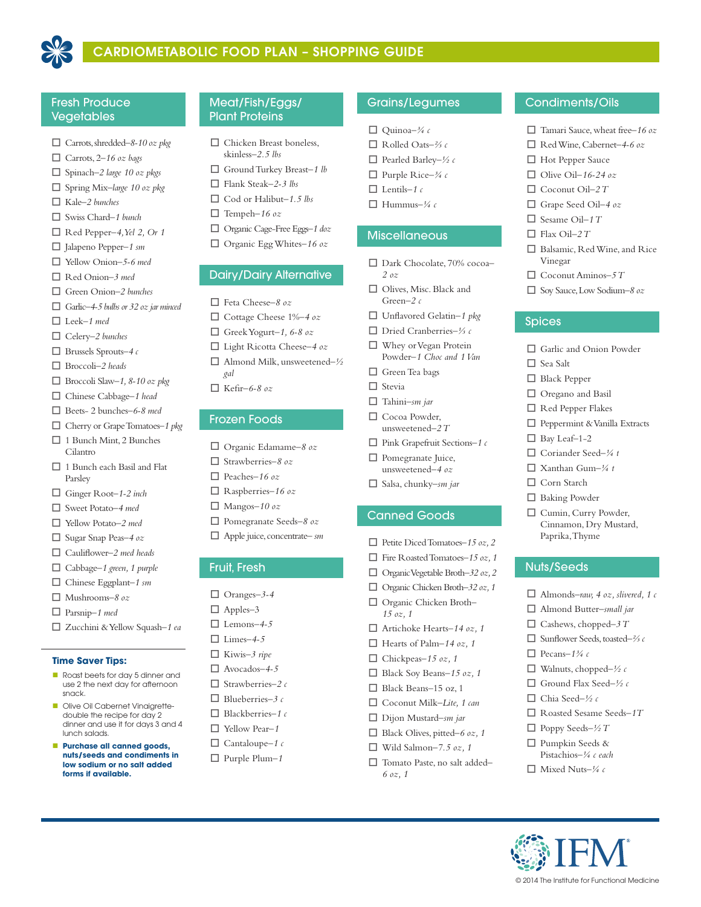# CARDIOMETABOLIC FOOD PLAN – SHOPPING GUIDE

## Fresh Produce Vegetables

- ☐ Carrots, shredded–*8-10 oz pkg*
- ☐ Carrots, 2–*16 oz bags*
- ☐ Spinach–*2 large 10 oz pkgs*
- ☐ Spring Mix–*large 10 oz pkg*
- ☐ Kale–*2 bunches*
- ☐ Swiss Chard–*1 bunch*
- ☐ Red Pepper–*4, Yel 2, Or 1*
- ☐ Jalapeno Pepper–*1 sm*
- ☐ Yellow Onion–*5-6 med*
- ☐ Red Onion–*3 med*
- ☐ Green Onion–*2 bunches*
- ☐ Garlic–*4-5 bulbs or 32 oz jar minced*
- ☐ Leek–*1 med*
- ☐ Celery–*2 bunches*
- ☐ Brussels Sprouts–*4 c*
- ☐ Broccoli–*2 heads*
- ☐ Broccoli Slaw–*1, 8-10 oz pkg*
- ☐ Chinese Cabbage–*1 head*
- ☐ Beets- 2 bunches–*6-8 med*
- ☐ Cherry or Grape Tomatoes–*1 pkg*
- ☐ 1 Bunch Mint, 2 Bunches Cilantro
- ☐ 1 Bunch each Basil and Flat Parsley
- ☐ Ginger Root–*1-2 inch*
- ☐ Sweet Potato–*4 med*
- ☐ Yellow Potato–*2 med*
- ☐ Sugar Snap Peas–*4 oz*
- ☐ Cauliflower–*2 med heads*
- ☐ Cabbage–*1 green, 1 purple*
- ☐ Chinese Eggplant–*1 sm*
- ☐ Mushrooms–*8 oz*
- ☐ Parsnip–*1 med*
- ☐ Zucchini & Yellow Squash–*1 ea*

### Time Saver Tips:

- Roast beets for day 5 dinner and use 2 the next day for afternoon snack.
- Olive Oil Cabernet Vinaigrette- double the recipe for day 2 dinner and use it for days 3 and 4 lunch salads.
- **Purchase all canned goods, nuts/seeds and condiments in low sodium or no salt added forms if available.**

## Meat/Fish/Eggs/ Plant Proteins

- ☐ Chicken Breast boneless, skinless–*2.5 lbs*
- ☐ Ground Turkey Breast–*1 lb*
- ☐ Flank Steak–*2-3 lbs*
- ☐ Cod or Halibut–*1.5 lbs*
- ☐ Tempeh–*16 oz*
- ☐ Organic Cage-Free Eggs–*1 doz*
- ☐ Organic Egg Whites–*16 oz*

## Dairy/Dairy Alternative

- ☐ Feta Cheese–*8 oz*
- ☐ Cottage Cheese 1%–*4 oz*
- ☐ Greek Yogurt–*1, 6-8 oz*
- ☐ Light Ricotta Cheese–*4 oz*
- ☐ Almond Milk, unsweetened–*½ gal*
- ☐ Kefir–*6-8 oz*

## Frozen Foods

- ☐ Organic Edamame–*8 oz*
- ☐ Strawberries–*8 oz*
- ☐ Peaches–*16 oz*
- ☐ Raspberries–*16 oz*
- ☐ Mangos–*10 oz*
- ☐ Pomegranate Seeds–*8 oz*
- ☐ Apple juice, concentrate–*sm*

## Fruit, Fresh

- ☐ Oranges–*3-4*
- ☐ Apples–3
- ☐ Lemons–*4-5*
- ☐ Limes–*4-5*
- ☐ Kiwis–*3 ripe*
- ☐ Avocados–*4-5*
- ☐ Strawberries–*2 c*
- ☐ Blueberries–*3 c*
- ☐ Blackberries–*1 c*
- ☐ Yellow Pear–*1*
- ☐ Cantaloupe–*1 c*
- ☐ Purple Plum–*1*

## Grains/Legumes

- ☐ Quinoa–*¾ c*
- ☐ Rolled Oats–*⅔ c*
- ☐ Pearled Barley–*½ c*
- ☐ Purple Rice–*¾ c*
- ☐ Lentils–*1 c*
- ☐ Hummus–*¼ c*

## Miscellaneous

- ☐ Dark Chocolate, 70% cocoa–*2 oz*
- ☐ Olives, Misc. Black and Green–*2 c*
- ☐ Unflavored Gelatin–*1 pkg*
- ☐ Dried Cranberries–*⅓ c*
- ☐ Whey or Vegan Protein Powder–*1 Choc and 1 Van*
- ☐ Green Tea bags
- ☐ Stevia
- ☐ Tahini–*sm jar*
- ☐ Cocoa Powder, unsweetened–*2 T*
- ☐ Pink Grapefruit Sections–*1 c*
- ☐ Pomegranate Juice, unsweetened–*4 oz*
- ☐ Salsa, chunky–*sm jar*

## Canned Goods

- ☐ Petite Diced Tomatoes–*15 oz, 2*
- ☐ Fire Roasted Tomatoes–*15 oz, 1*
- ☐ Organic Vegetable Broth–*32 oz, 2*
- ☐ Organic Chicken Broth–*32 oz, 1*
- ☐ Organic Chicken Broth–*15 oz, 1*
- ☐ Artichoke Hearts–*14 oz, 1*
- ☐ Hearts of Palm–*14 oz, 1*
- ☐ Chickpeas–*15 oz, 1*
- ☐ Black Soy Beans–*15 oz, 1*
- ☐ Black Beans–15 oz, 1
- ☐ Coconut Milk–*Lite, 1 can*
- ☐ Dijon Mustard–*sm jar*
- ☐ Black Olives, pitted–*6 oz, 1*
- ☐ Wild Salmon–*7.5 oz, 1*
- ☐ Tomato Paste, no salt added–*6 oz, 1*

## Condiments/Oils

- ☐ Tamari Sauce, wheat free–*16 oz*
- ☐ Red Wine, Cabernet–*4-6 oz*
- ☐ Hot Pepper Sauce
- ☐ Olive Oil–*16-24 oz*
- ☐ Coconut Oil–*2 T*
- ☐ Grape Seed Oil–*4 oz*
- ☐ Sesame Oil–*1 T*
- ☐ Flax Oil–*2 T*
- ☐ Balsamic, Red Wine, and Rice Vinegar
- ☐ Coconut Aminos–*5 T*
- ☐ Soy Sauce, Low Sodium–*8 oz*

## Spices

- ☐ Garlic and Onion Powder
- ☐ Sea Salt
- ☐ Black Pepper
- ☐ Oregano and Basil
- ☐ Red Pepper Flakes
- ☐ Peppermint & Vanilla Extracts
- ☐ Bay Leaf–1-2
- ☐ Coriander Seed–*¼ t*
- ☐ Xanthan Gum–*¼ t*
- ☐ Corn Starch
- ☐ Baking Powder
- ☐ Cumin, Curry Powder, Cinnamon, Dry Mustard, Paprika, Thyme

## Nuts/Seeds

- ☐ Almonds–*raw, 4 oz, slivered, 1 c*
- ☐ Almond Butter–*small jar*
- ☐ Cashews, chopped–*3 T*
- ☐ Sunflower Seeds, toasted–*⅔ c*
- ☐ Pecans–*1¾ c*
- ☐ Walnuts, chopped–*½ c*
- ☐ Ground Flax Seed–*½ c*
- ☐ Chia Seed–*½ c*
- ☐ Roasted Sesame Seeds–*1T*
- ☐ Poppy Seeds–*½ T*
- ☐ Pumpkin Seeds & Pistachios–*¼ c each*
- ☐ Mixed Nuts–*¼ c*

© 2014 The Institute for Functional Medicine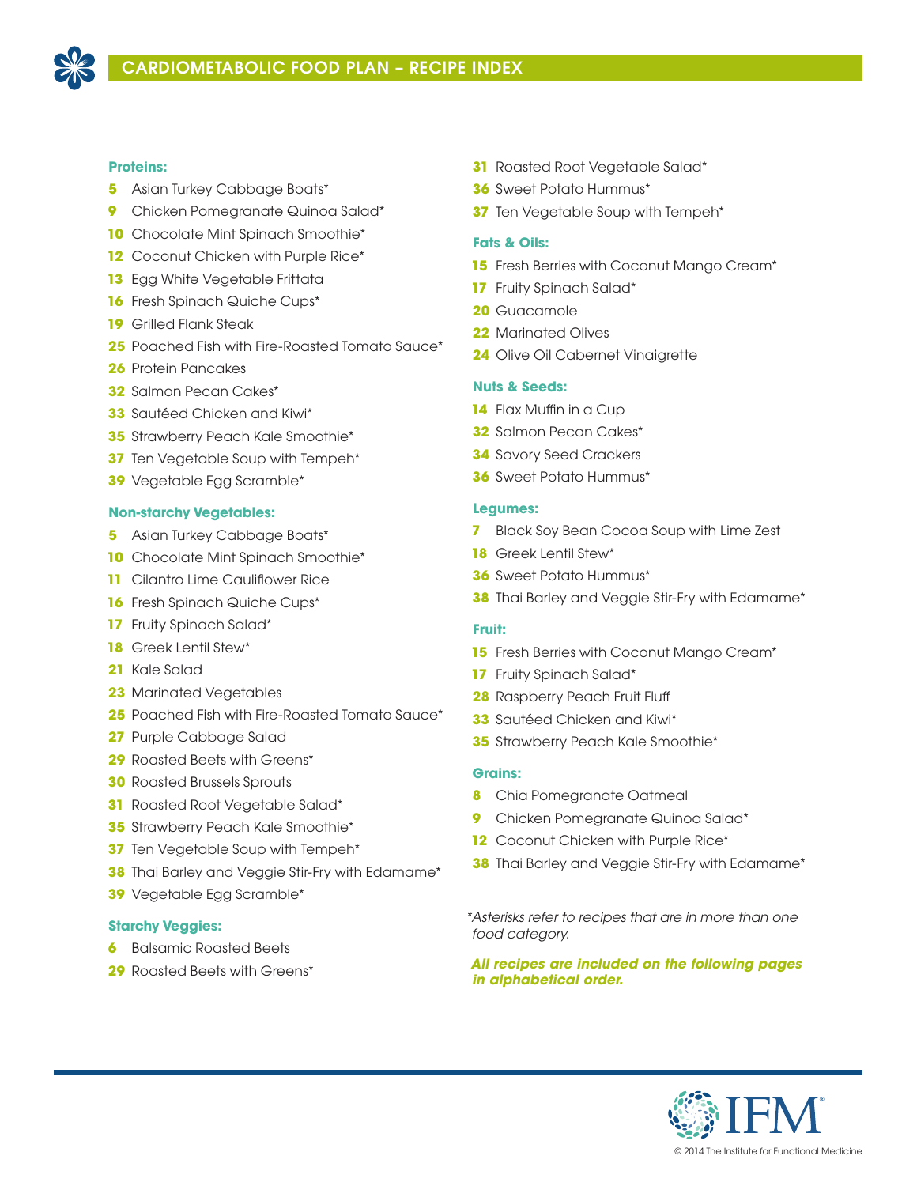# CARDIOMETABOLIC FOOD PLAN – RECIPE INDEX

**Proteins:**

- **5** Asian Turkey Cabbage Boats*
- **9** Chicken Pomegranate Quinoa Salad*
- **10** Chocolate Mint Spinach Smoothie*
- **12** Coconut Chicken with Purple Rice*
- **13** Egg White Vegetable Frittata
- **16** Fresh Spinach Quiche Cups*
- **19** Grilled Flank Steak
- **25** Poached Fish with Fire-Roasted Tomato Sauce*
- **26** Protein Pancakes
- **32** Salmon Pecan Cakes*
- **33** Sautéed Chicken and Kiwi*
- **35** Strawberry Peach Kale Smoothie*
- **37** Ten Vegetable Soup with Tempeh*
- **39** Vegetable Egg Scramble*

**Non-starchy Vegetables:**

- **5** Asian Turkey Cabbage Boats*
- **10** Chocolate Mint Spinach Smoothie*
- **11** Cilantro Lime Cauliflower Rice
- **16** Fresh Spinach Quiche Cups*
- **17** Fruity Spinach Salad*
- **18** Greek Lentil Stew*
- **21** Kale Salad
- **23** Marinated Vegetables
- **25** Poached Fish with Fire-Roasted Tomato Sauce*
- **27** Purple Cabbage Salad
- **29** Roasted Beets with Greens*
- **30** Roasted Brussels Sprouts
- **31** Roasted Root Vegetable Salad*
- **35** Strawberry Peach Kale Smoothie*
- **37** Ten Vegetable Soup with Tempeh*
- **38** Thai Barley and Veggie Stir-Fry with Edamame*
- **39** Vegetable Egg Scramble*

**Starchy Veggies:**

- **6** Balsamic Roasted Beets
- **29** Roasted Beets with Greens*
- **31** Roasted Root Vegetable Salad*
- **36** Sweet Potato Hummus*
- **37** Ten Vegetable Soup with Tempeh*

**Fats & Oils:**

- **15** Fresh Berries with Coconut Mango Cream*
- **17** Fruity Spinach Salad*
- **20** Guacamole
- **22** Marinated Olives
- **24** Olive Oil Cabernet Vinaigrette

**Nuts & Seeds:**

- **14** Flax Muffin in a Cup
- **32** Salmon Pecan Cakes*
- **34** Savory Seed Crackers
- **36** Sweet Potato Hummus*

**Legumes:**

- **7** Black Soy Bean Cocoa Soup with Lime Zest
- **18** Greek Lentil Stew*
- **36** Sweet Potato Hummus*
- **38** Thai Barley and Veggie Stir-Fry with Edamame*

**Fruit:**

- **15** Fresh Berries with Coconut Mango Cream*
- **17** Fruity Spinach Salad*
- **28** Raspberry Peach Fruit Fluff
- **33** Sautéed Chicken and Kiwi*
- **35** Strawberry Peach Kale Smoothie*

**Grains:**

- **8** Chia Pomegranate Oatmeal
- **9** Chicken Pomegranate Quinoa Salad*
- **12** Coconut Chicken with Purple Rice*
- **38** Thai Barley and Veggie Stir-Fry with Edamame*

*\*Asterisks refer to recipes that are in more than one food category.*

***All recipes are included on the following pages in alphabetical order.***

© 2014 The Institute for Functional Medicine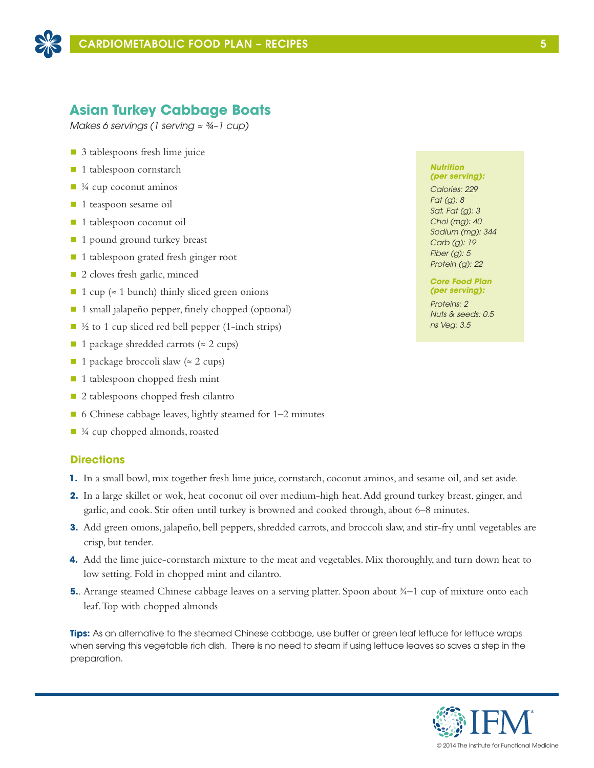## Asian Turkey Cabbage Boats

*Makes 6 servings (1 serving ≈ ¾–1 cup)*

- 3 tablespoons fresh lime juice
- 1 tablespoon cornstarch
- ¼ cup coconut aminos
- 1 teaspoon sesame oil
- 1 tablespoon coconut oil
- 1 pound ground turkey breast
- 1 tablespoon grated fresh ginger root
- 2 cloves fresh garlic, minced
- 1 cup (≈ 1 bunch) thinly sliced green onions
- 1 small jalapeño pepper, finely chopped (optional)
- ½ to 1 cup sliced red bell pepper (1-inch strips)
- 1 package shredded carrots (≈ 2 cups)
- 1 package broccoli slaw (≈ 2 cups)
- 1 tablespoon chopped fresh mint
- 2 tablespoons chopped fresh cilantro
- 6 Chinese cabbage leaves, lightly steamed for 1–2 minutes
- ¼ cup chopped almonds, roasted

***Nutrition (per serving):***

*Calories: 229*
*Fat (g): 8*
*Sat. Fat (g): 3*
*Chol (mg): 40*
*Sodium (mg): 344*
*Carb (g): 19*
*Fiber (g): 5*
*Protein (g): 22*

***Core Food Plan (per serving):***

*Proteins: 2*
*Nuts & seeds: 0.5*
*ns Veg: 3.5*

### Directions

1. In a small bowl, mix together fresh lime juice, cornstarch, coconut aminos, and sesame oil, and set aside.
2. In a large skillet or wok, heat coconut oil over medium-high heat. Add ground turkey breast, ginger, and garlic, and cook. Stir often until turkey is browned and cooked through, about 6–8 minutes.
3. Add green onions, jalapeño, bell peppers, shredded carrots, and broccoli slaw, and stir-fry until vegetables are crisp, but tender.
4. Add the lime juice-cornstarch mixture to the meat and vegetables. Mix thoroughly, and turn down heat to low setting. Fold in chopped mint and cilantro.
5. . Arrange steamed Chinese cabbage leaves on a serving platter. Spoon about ¾–1 cup of mixture onto each leaf. Top with chopped almonds

**Tips:** As an alternative to the steamed Chinese cabbage, use butter or green leaf lettuce for lettuce wraps when serving this vegetable rich dish. There is no need to steam if using lettuce leaves so saves a step in the preparation.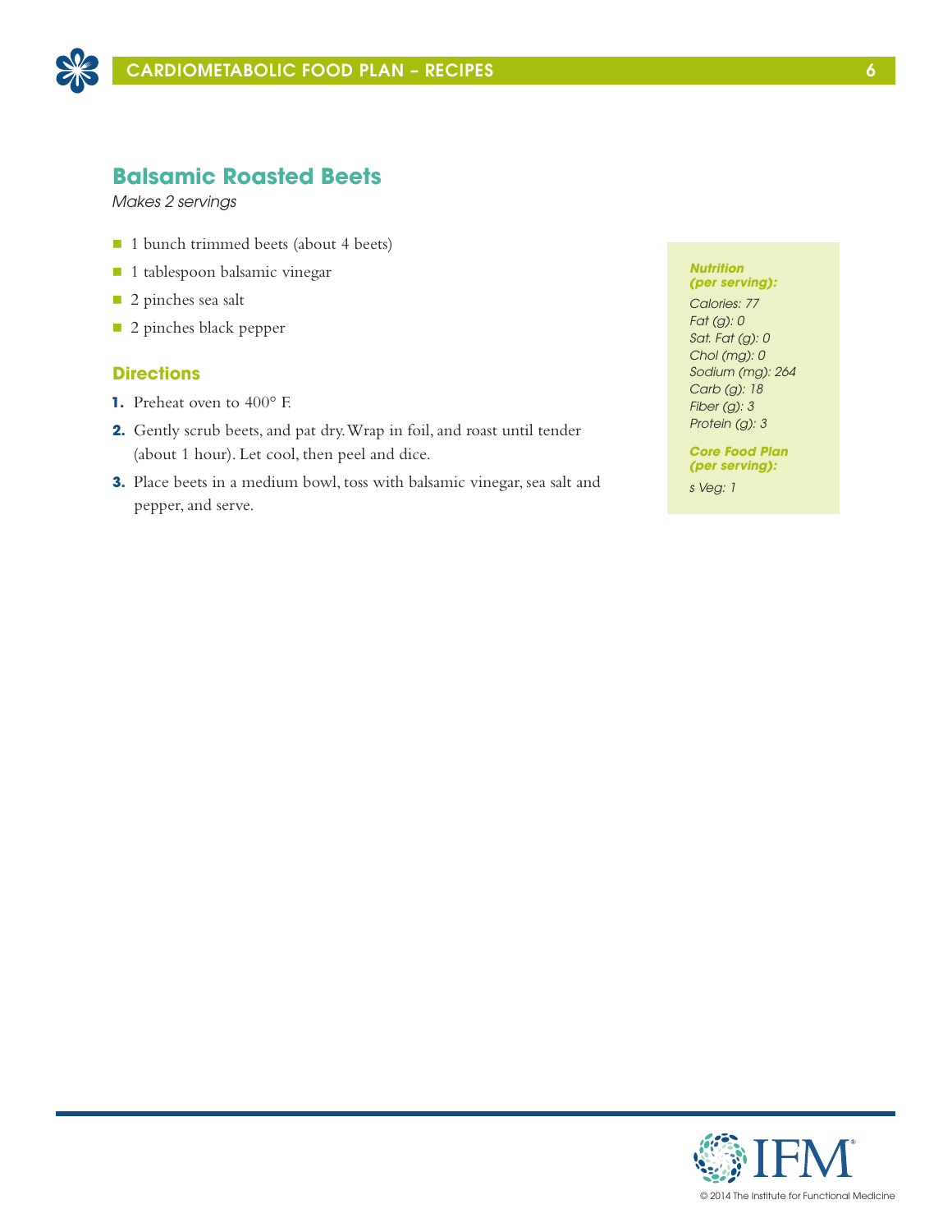## Balsamic Roasted Beets

*Makes 2 servings*

- 1 bunch trimmed beets (about 4 beets)
- 1 tablespoon balsamic vinegar
- 2 pinches sea salt
- 2 pinches black pepper

### Directions

1. Preheat oven to 400° F.
2. Gently scrub beets, and pat dry. Wrap in foil, and roast until tender (about 1 hour). Let cool, then peel and dice.
3. Place beets in a medium bowl, toss with balsamic vinegar, sea salt and pepper, and serve.

***Nutrition (per serving):***

*Calories: 77*
*Fat (g): 0*
*Sat. Fat (g): 0*
*Chol (mg): 0*
*Sodium (mg): 264*
*Carb (g): 18*
*Fiber (g): 3*
*Protein (g): 3*

***Core Food Plan (per serving):***

*s Veg: 1*

© 2014 The Institute for Functional Medicine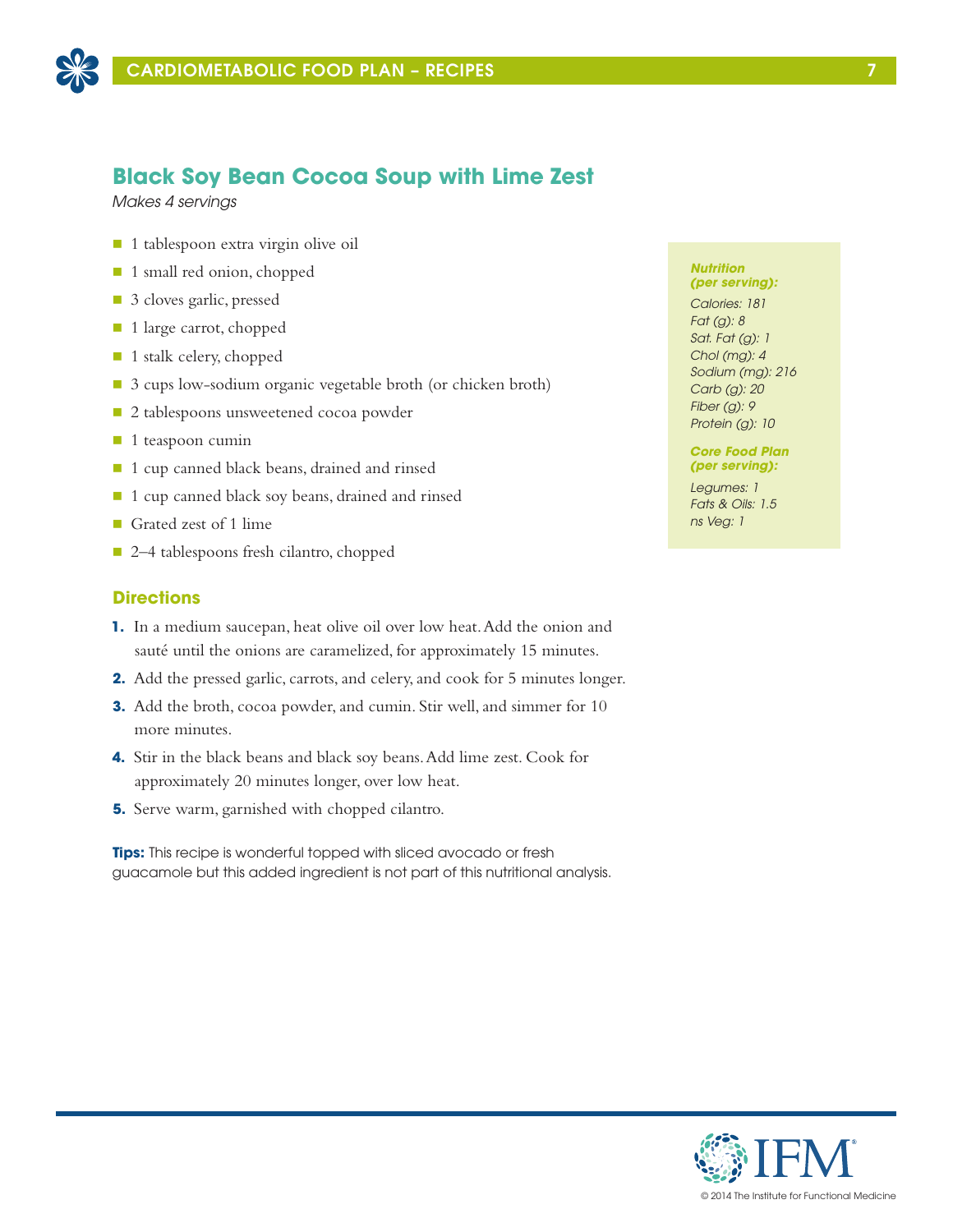## Black Soy Bean Cocoa Soup with Lime Zest

*Makes 4 servings*

- 1 tablespoon extra virgin olive oil
- 1 small red onion, chopped
- 3 cloves garlic, pressed
- 1 large carrot, chopped
- 1 stalk celery, chopped
- 3 cups low-sodium organic vegetable broth (or chicken broth)
- 2 tablespoons unsweetened cocoa powder
- 1 teaspoon cumin
- 1 cup canned black beans, drained and rinsed
- 1 cup canned black soy beans, drained and rinsed
- Grated zest of 1 lime
- 2–4 tablespoons fresh cilantro, chopped

### Directions

1. In a medium saucepan, heat olive oil over low heat. Add the onion and sauté until the onions are caramelized, for approximately 15 minutes.
2. Add the pressed garlic, carrots, and celery, and cook for 5 minutes longer.
3. Add the broth, cocoa powder, and cumin. Stir well, and simmer for 10 more minutes.
4. Stir in the black beans and black soy beans. Add lime zest. Cook for approximately 20 minutes longer, over low heat.
5. Serve warm, garnished with chopped cilantro.

**Tips:** This recipe is wonderful topped with sliced avocado or fresh guacamole but this added ingredient is not part of this nutritional analysis.

***Nutrition (per serving):***

*Calories: 181*
*Fat (g): 8*
*Sat. Fat (g): 1*
*Chol (mg): 4*
*Sodium (mg): 216*
*Carb (g): 20*
*Fiber (g): 9*
*Protein (g): 10*

***Core Food Plan (per serving):***

*Legumes: 1*
*Fats & Oils: 1.5*
*ns Veg: 1*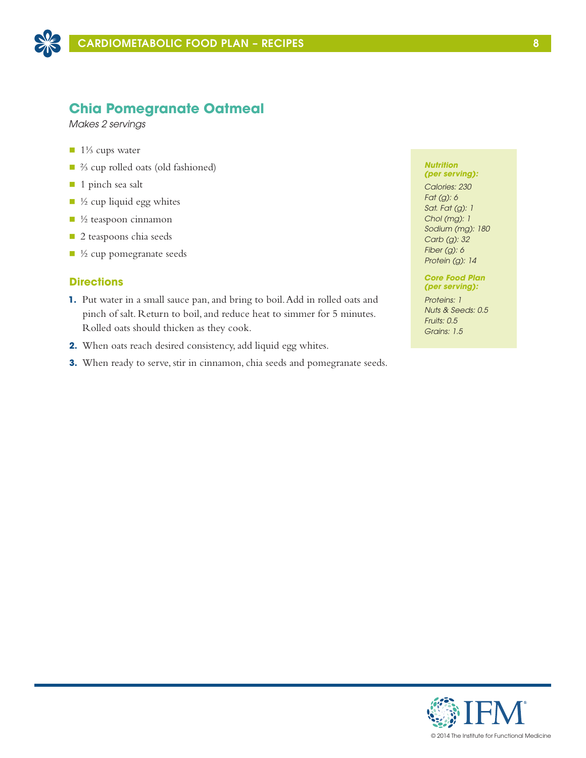## Chia Pomegranate Oatmeal

*Makes 2 servings*

- 1⅓ cups water
- ⅔ cup rolled oats (old fashioned)
- 1 pinch sea salt
- ½ cup liquid egg whites
- ½ teaspoon cinnamon
- 2 teaspoons chia seeds
- ½ cup pomegranate seeds

### Directions

1. Put water in a small sauce pan, and bring to boil. Add in rolled oats and pinch of salt. Return to boil, and reduce heat to simmer for 5 minutes. Rolled oats should thicken as they cook.
2. When oats reach desired consistency, add liquid egg whites.
3. When ready to serve, stir in cinnamon, chia seeds and pomegranate seeds.

***Nutrition (per serving):***

*Calories: 230*
*Fat (g): 6*
*Sat. Fat (g): 1*
*Chol (mg): 1*
*Sodium (mg): 180*
*Carb (g): 32*
*Fiber (g): 6*
*Protein (g): 14*

***Core Food Plan (per serving):***

*Proteins: 1*
*Nuts & Seeds: 0.5*
*Fruits: 0.5*
*Grains: 1.5*

© 2014 The Institute for Functional Medicine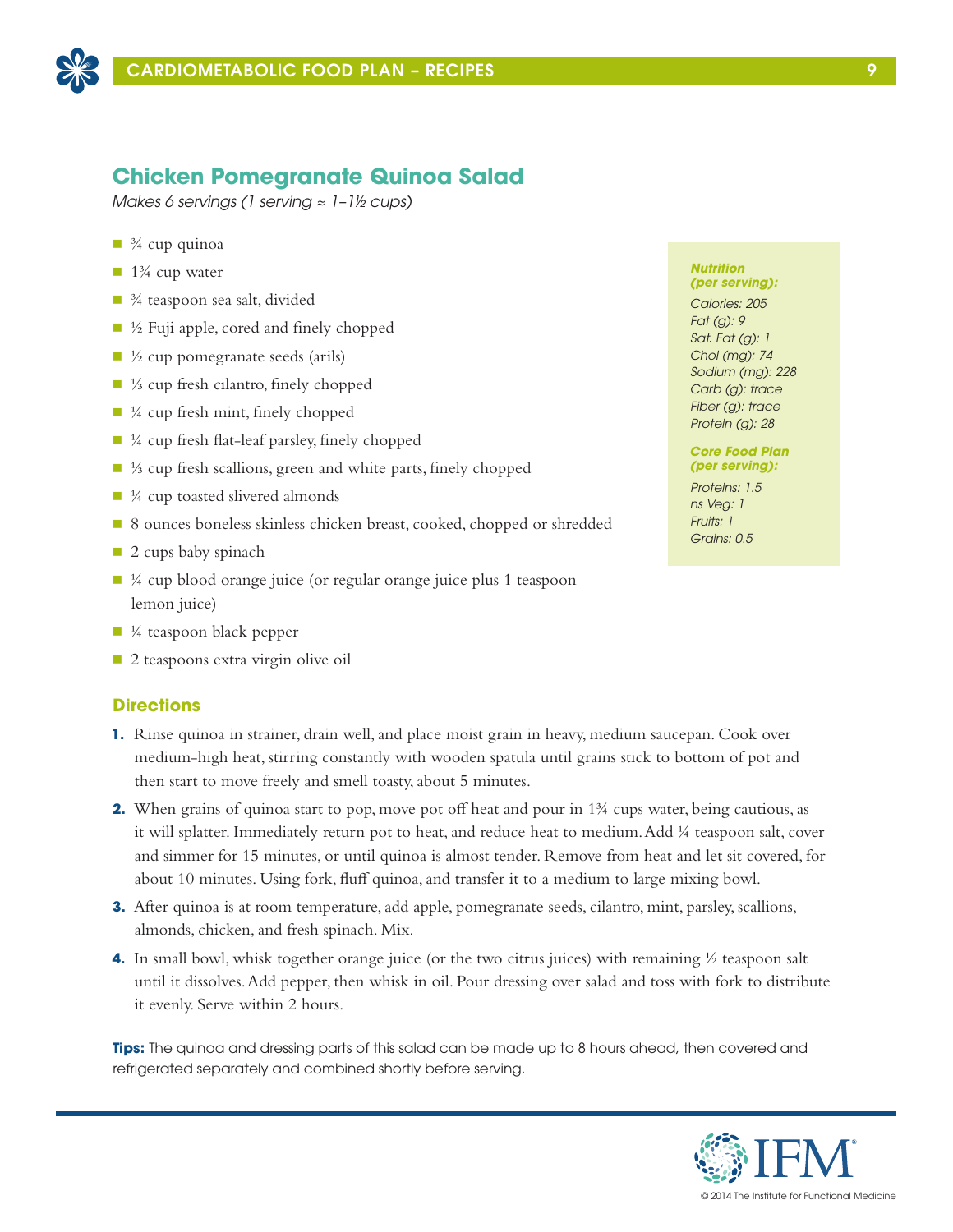## Chicken Pomegranate Quinoa Salad

*Makes 6 servings (1 serving ≈ 1–1½ cups)*

- ¾ cup quinoa
- 1¾ cup water
- ¾ teaspoon sea salt, divided
- ½ Fuji apple, cored and finely chopped
- ½ cup pomegranate seeds (arils)
- ⅓ cup fresh cilantro, finely chopped
- ¼ cup fresh mint, finely chopped
- ¼ cup fresh flat-leaf parsley, finely chopped
- ⅓ cup fresh scallions, green and white parts, finely chopped
- ¼ cup toasted slivered almonds
- 8 ounces boneless skinless chicken breast, cooked, chopped or shredded
- 2 cups baby spinach
- ¼ cup blood orange juice (or regular orange juice plus 1 teaspoon lemon juice)
- ¼ teaspoon black pepper
- 2 teaspoons extra virgin olive oil

***Nutrition (per serving):***

*Calories: 205*
*Fat (g): 9*
*Sat. Fat (g): 1*
*Chol (mg): 74*
*Sodium (mg): 228*
*Carb (g): trace*
*Fiber (g): trace*
*Protein (g): 28*

***Core Food Plan (per serving):***

*Proteins: 1.5*
*ns Veg: 1*
*Fruits: 1*
*Grains: 0.5*

### Directions

1. Rinse quinoa in strainer, drain well, and place moist grain in heavy, medium saucepan. Cook over medium-high heat, stirring constantly with wooden spatula until grains stick to bottom of pot and then start to move freely and smell toasty, about 5 minutes.
2. When grains of quinoa start to pop, move pot off heat and pour in 1¾ cups water, being cautious, as it will splatter. Immediately return pot to heat, and reduce heat to medium. Add ¼ teaspoon salt, cover and simmer for 15 minutes, or until quinoa is almost tender. Remove from heat and let sit covered, for about 10 minutes. Using fork, fluff quinoa, and transfer it to a medium to large mixing bowl.
3. After quinoa is at room temperature, add apple, pomegranate seeds, cilantro, mint, parsley, scallions, almonds, chicken, and fresh spinach. Mix.
4. In small bowl, whisk together orange juice (or the two citrus juices) with remaining ½ teaspoon salt until it dissolves. Add pepper, then whisk in oil. Pour dressing over salad and toss with fork to distribute it evenly. Serve within 2 hours.

**Tips:** The quinoa and dressing parts of this salad can be made up to 8 hours ahead, then covered and refrigerated separately and combined shortly before serving.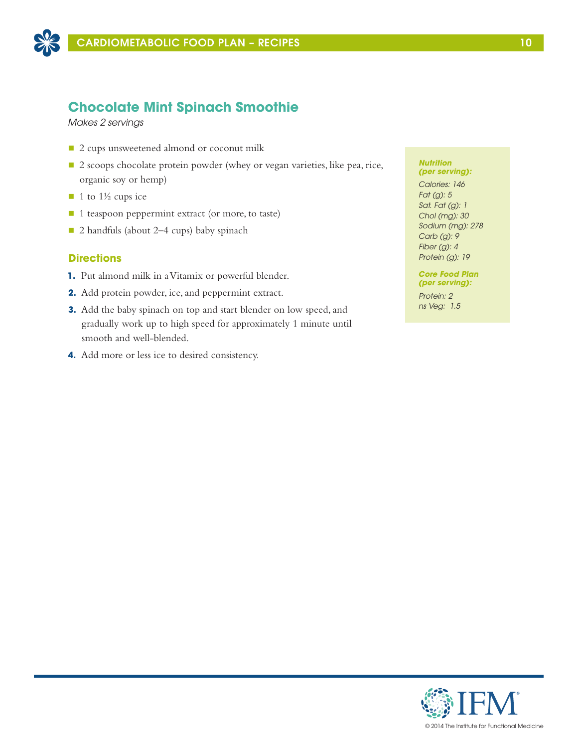## Chocolate Mint Spinach Smoothie

*Makes 2 servings*

- 2 cups unsweetened almond or coconut milk
- 2 scoops chocolate protein powder (whey or vegan varieties, like pea, rice, organic soy or hemp)
- 1 to 1½ cups ice
- 1 teaspoon peppermint extract (or more, to taste)
- 2 handfuls (about 2–4 cups) baby spinach

### Directions

1. Put almond milk in a Vitamix or powerful blender.
2. Add protein powder, ice, and peppermint extract.
3. Add the baby spinach on top and start blender on low speed, and gradually work up to high speed for approximately 1 minute until smooth and well-blended.
4. Add more or less ice to desired consistency.

***Nutrition (per serving):***

*Calories: 146*
*Fat (g): 5*
*Sat. Fat (g): 1*
*Chol (mg): 30*
*Sodium (mg): 278*
*Carb (g): 9*
*Fiber (g): 4*
*Protein (g): 19*

***Core Food Plan (per serving):***

*Protein: 2*
*ns Veg: 1.5*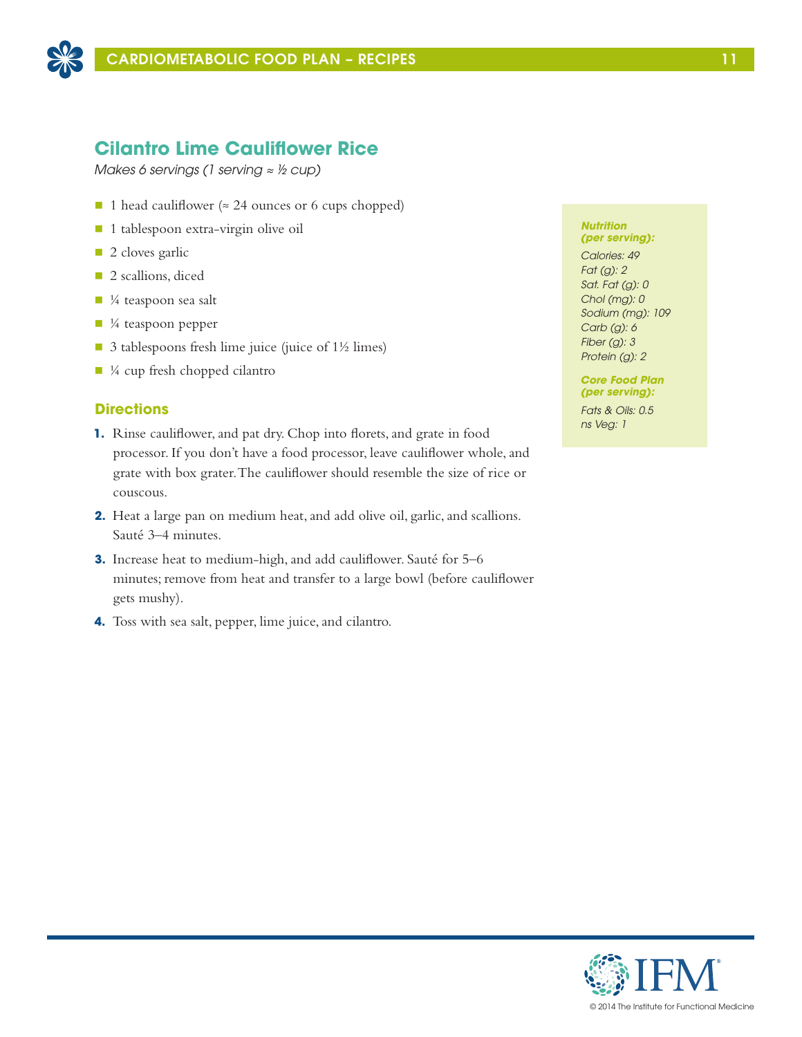## Cilantro Lime Cauliflower Rice

*Makes 6 servings (1 serving ≈ ½ cup)*

- 1 head cauliflower (≈ 24 ounces or 6 cups chopped)
- 1 tablespoon extra-virgin olive oil
- 2 cloves garlic
- 2 scallions, diced
- ¼ teaspoon sea salt
- ¼ teaspoon pepper
- 3 tablespoons fresh lime juice (juice of 1½ limes)
- ¼ cup fresh chopped cilantro

### Directions

1. Rinse cauliflower, and pat dry. Chop into florets, and grate in food processor. If you don't have a food processor, leave cauliflower whole, and grate with box grater. The cauliflower should resemble the size of rice or couscous.
2. Heat a large pan on medium heat, and add olive oil, garlic, and scallions. Sauté 3–4 minutes.
3. Increase heat to medium-high, and add cauliflower. Sauté for 5–6 minutes; remove from heat and transfer to a large bowl (before cauliflower gets mushy).
4. Toss with sea salt, pepper, lime juice, and cilantro.

***Nutrition (per serving):***

*Calories: 49*
*Fat (g): 2*
*Sat. Fat (g): 0*
*Chol (mg): 0*
*Sodium (mg): 109*
*Carb (g): 6*
*Fiber (g): 3*
*Protein (g): 2*

***Core Food Plan (per serving):***

*Fats & Oils: 0.5*
*ns Veg: 1*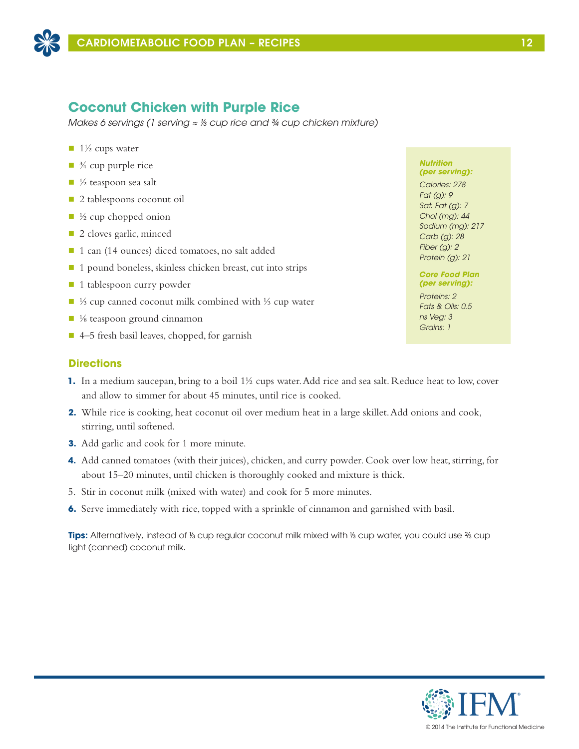## Coconut Chicken with Purple Rice

*Makes 6 servings (1 serving ≈ ⅓ cup rice and ¾ cup chicken mixture)*

- 1½ cups water
- ¾ cup purple rice
- ½ teaspoon sea salt
- 2 tablespoons coconut oil
- ½ cup chopped onion
- 2 cloves garlic, minced
- 1 can (14 ounces) diced tomatoes, no salt added
- 1 pound boneless, skinless chicken breast, cut into strips
- 1 tablespoon curry powder
- ⅓ cup canned coconut milk combined with ⅓ cup water
- ⅛ teaspoon ground cinnamon
- 4–5 fresh basil leaves, chopped, for garnish

***Nutrition (per serving):***

*Calories: 278*
*Fat (g): 9*
*Sat. Fat (g): 7*
*Chol (mg): 44*
*Sodium (mg): 217*
*Carb (g): 28*
*Fiber (g): 2*
*Protein (g): 21*

***Core Food Plan (per serving):***

*Proteins: 2*
*Fats & Oils: 0.5*
*ns Veg: 3*
*Grains: 1*

### Directions

1. In a medium saucepan, bring to a boil 1½ cups water. Add rice and sea salt. Reduce heat to low, cover and allow to simmer for about 45 minutes, until rice is cooked.
2. While rice is cooking, heat coconut oil over medium heat in a large skillet. Add onions and cook, stirring, until softened.
3. Add garlic and cook for 1 more minute.
4. Add canned tomatoes (with their juices), chicken, and curry powder. Cook over low heat, stirring, for about 15–20 minutes, until chicken is thoroughly cooked and mixture is thick.
5. Stir in coconut milk (mixed with water) and cook for 5 more minutes.
6. Serve immediately with rice, topped with a sprinkle of cinnamon and garnished with basil.

**Tips:** Alternatively, instead of ⅓ cup regular coconut milk mixed with ⅓ cup water, you could use ⅔ cup light (canned) coconut milk.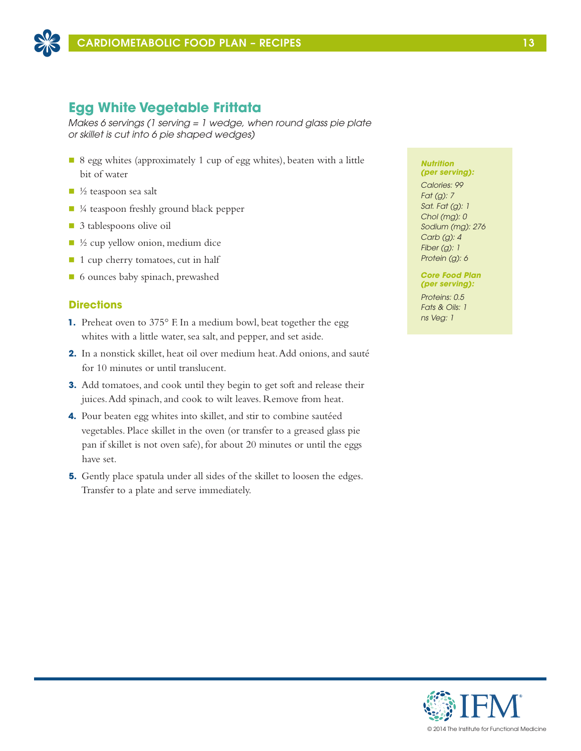## Egg White Vegetable Frittata

*Makes 6 servings (1 serving = 1 wedge, when round glass pie plate or skillet is cut into 6 pie shaped wedges)*

- 8 egg whites (approximately 1 cup of egg whites), beaten with a little bit of water
- ½ teaspoon sea salt
- ¼ teaspoon freshly ground black pepper
- 3 tablespoons olive oil
- ½ cup yellow onion, medium dice
- 1 cup cherry tomatoes, cut in half
- 6 ounces baby spinach, prewashed

### Directions

1. Preheat oven to 375° F. In a medium bowl, beat together the egg whites with a little water, sea salt, and pepper, and set aside.
2. In a nonstick skillet, heat oil over medium heat. Add onions, and sauté for 10 minutes or until translucent.
3. Add tomatoes, and cook until they begin to get soft and release their juices. Add spinach, and cook to wilt leaves. Remove from heat.
4. Pour beaten egg whites into skillet, and stir to combine sautéed vegetables. Place skillet in the oven (or transfer to a greased glass pie pan if skillet is not oven safe), for about 20 minutes or until the eggs have set.
5. Gently place spatula under all sides of the skillet to loosen the edges. Transfer to a plate and serve immediately.

***Nutrition (per serving):***

*Calories: 99*
*Fat (g): 7*
*Sat. Fat (g): 1*
*Chol (mg): 0*
*Sodium (mg): 276*
*Carb (g): 4*
*Fiber (g): 1*
*Protein (g): 6*

***Core Food Plan (per serving):***

*Proteins: 0.5*
*Fats & Oils: 1*
*ns Veg: 1*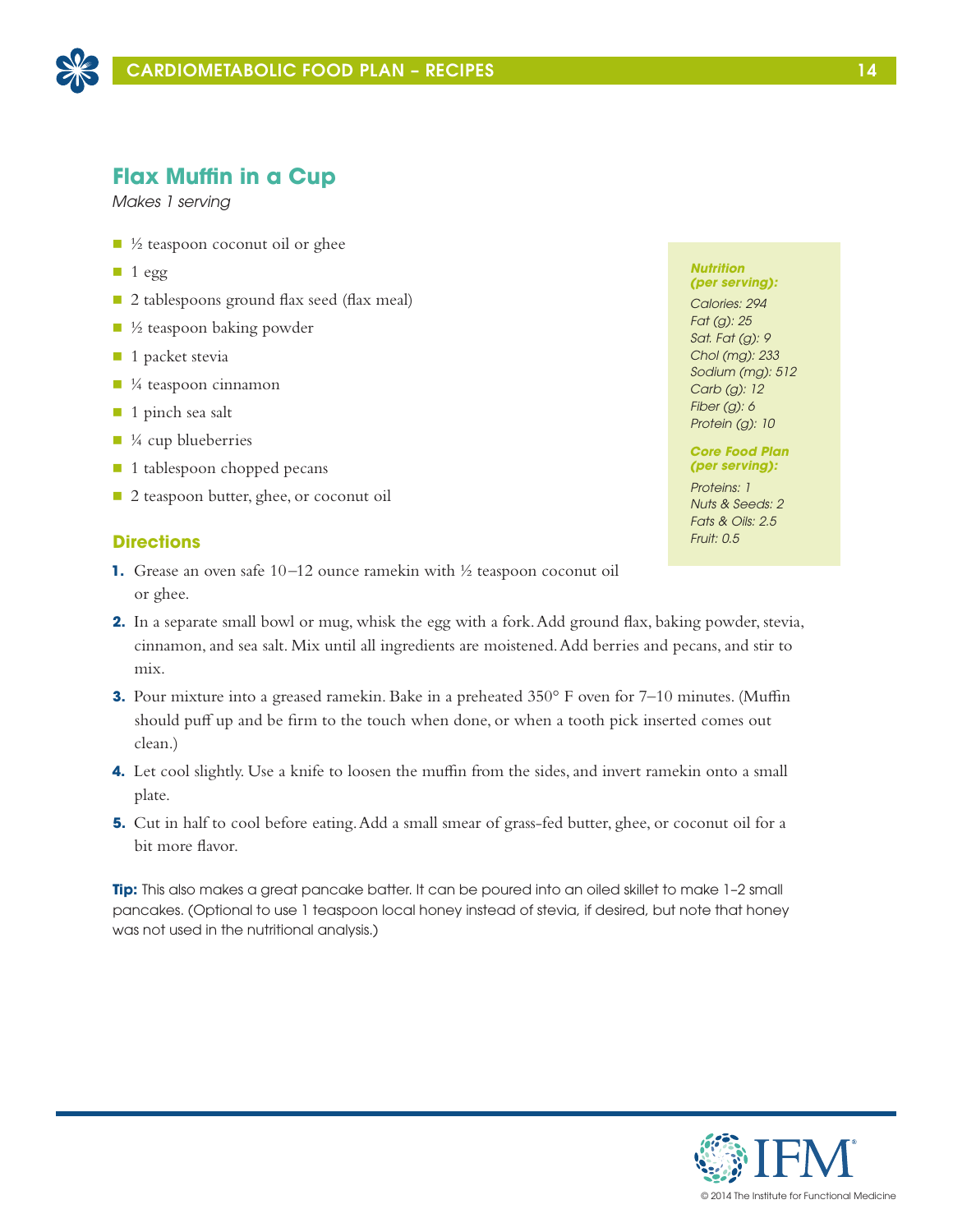## Flax Muffin in a Cup

*Makes 1 serving*

- ½ teaspoon coconut oil or ghee
- 1 egg
- 2 tablespoons ground flax seed (flax meal)
- ½ teaspoon baking powder
- 1 packet stevia
- ¼ teaspoon cinnamon
- 1 pinch sea salt
- ¼ cup blueberries
- 1 tablespoon chopped pecans
- 2 teaspoon butter, ghee, or coconut oil

***Nutrition (per serving):***

*Calories: 294*
*Fat (g): 25*
*Sat. Fat (g): 9*
*Chol (mg): 233*
*Sodium (mg): 512*
*Carb (g): 12*
*Fiber (g): 6*
*Protein (g): 10*

***Core Food Plan (per serving):***

*Proteins: 1*
*Nuts & Seeds: 2*
*Fats & Oils: 2.5*
*Fruit: 0.5*

### Directions

1. Grease an oven safe 10–12 ounce ramekin with ½ teaspoon coconut oil or ghee.
2. In a separate small bowl or mug, whisk the egg with a fork. Add ground flax, baking powder, stevia, cinnamon, and sea salt. Mix until all ingredients are moistened. Add berries and pecans, and stir to mix.
3. Pour mixture into a greased ramekin. Bake in a preheated 350° F oven for 7–10 minutes. (Muffin should puff up and be firm to the touch when done, or when a tooth pick inserted comes out clean.)
4. Let cool slightly. Use a knife to loosen the muffin from the sides, and invert ramekin onto a small plate.
5. Cut in half to cool before eating. Add a small smear of grass-fed butter, ghee, or coconut oil for a bit more flavor.

**Tip:** This also makes a great pancake batter. It can be poured into an oiled skillet to make 1-2 small pancakes. (Optional to use 1 teaspoon local honey instead of stevia, if desired, but note that honey was not used in the nutritional analysis.)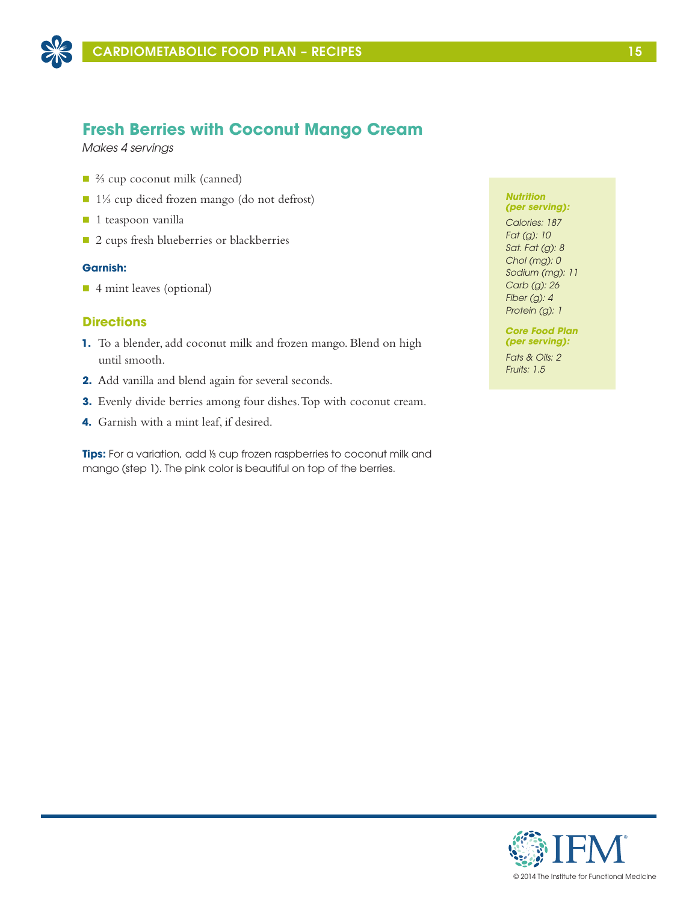## Fresh Berries with Coconut Mango Cream

*Makes 4 servings*

- ⅔ cup coconut milk (canned)
- 1⅓ cup diced frozen mango (do not defrost)
- 1 teaspoon vanilla
- 2 cups fresh blueberries or blackberries

**Garnish:**

- 4 mint leaves (optional)

### Directions

1. To a blender, add coconut milk and frozen mango. Blend on high until smooth.
2. Add vanilla and blend again for several seconds.
3. Evenly divide berries among four dishes. Top with coconut cream.
4. Garnish with a mint leaf, if desired.

**Tips:** For a variation, add ⅓ cup frozen raspberries to coconut milk and mango (step 1). The pink color is beautiful on top of the berries.

***Nutrition (per serving):***

*Calories: 187*
*Fat (g): 10*
*Sat. Fat (g): 8*
*Chol (mg): 0*
*Sodium (mg): 11*
*Carb (g): 26*
*Fiber (g): 4*
*Protein (g): 1*

***Core Food Plan (per serving):***

*Fats & Oils: 2*
*Fruits: 1.5*

© 2014 The Institute for Functional Medicine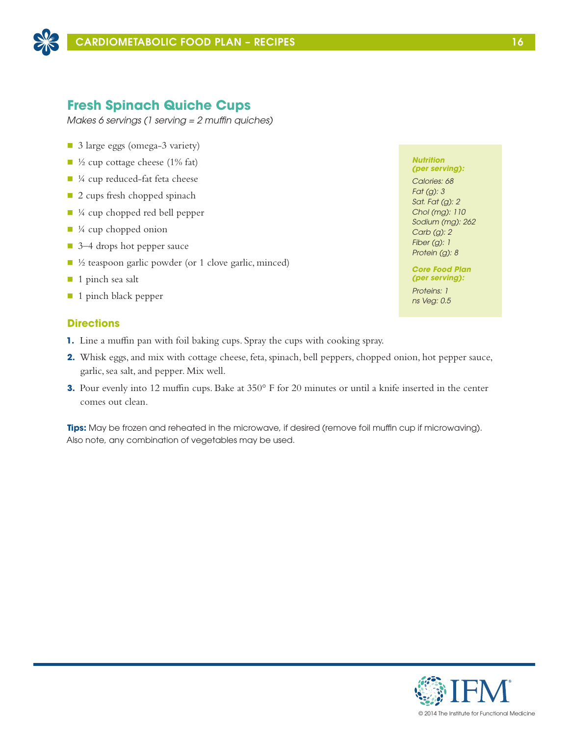## Fresh Spinach Quiche Cups

*Makes 6 servings (1 serving = 2 muffin quiches)*

- 3 large eggs (omega-3 variety)
- ½ cup cottage cheese (1% fat)
- ¼ cup reduced-fat feta cheese
- 2 cups fresh chopped spinach
- ¼ cup chopped red bell pepper
- ¼ cup chopped onion
- 3–4 drops hot pepper sauce
- ½ teaspoon garlic powder (or 1 clove garlic, minced)
- 1 pinch sea salt
- 1 pinch black pepper

***Nutrition (per serving):***

*Calories: 68*
*Fat (g): 3*
*Sat. Fat (g): 2*
*Chol (mg): 110*
*Sodium (mg): 262*
*Carb (g): 2*
*Fiber (g): 1*
*Protein (g): 8*

***Core Food Plan (per serving):***

*Proteins: 1*
*ns Veg: 0.5*

### Directions

1. Line a muffin pan with foil baking cups. Spray the cups with cooking spray.
2. Whisk eggs, and mix with cottage cheese, feta, spinach, bell peppers, chopped onion, hot pepper sauce, garlic, sea salt, and pepper. Mix well.
3. Pour evenly into 12 muffin cups. Bake at 350° F for 20 minutes or until a knife inserted in the center comes out clean.

**Tips:** May be frozen and reheated in the microwave, if desired (remove foil muffin cup if microwaving). Also note, any combination of vegetables may be used.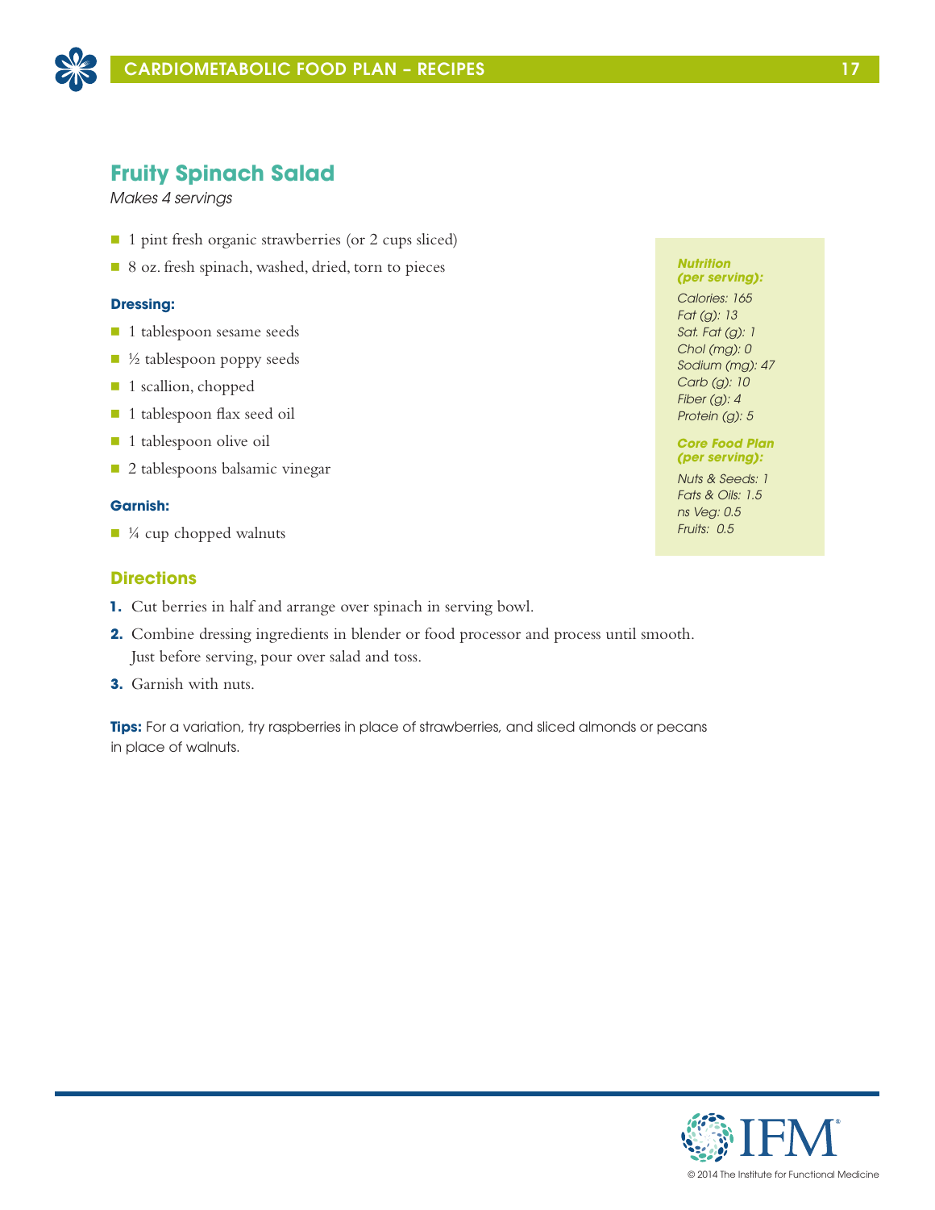## Fruity Spinach Salad

*Makes 4 servings*

- 1 pint fresh organic strawberries (or 2 cups sliced)
- 8 oz. fresh spinach, washed, dried, torn to pieces

**Dressing:**

- 1 tablespoon sesame seeds
- ½ tablespoon poppy seeds
- 1 scallion, chopped
- 1 tablespoon flax seed oil
- 1 tablespoon olive oil
- 2 tablespoons balsamic vinegar

**Garnish:**

- ¼ cup chopped walnuts

***Nutrition (per serving):***

*Calories: 165*
*Fat (g): 13*
*Sat. Fat (g): 1*
*Chol (mg): 0*
*Sodium (mg): 47*
*Carb (g): 10*
*Fiber (g): 4*
*Protein (g): 5*

***Core Food Plan (per serving):***

*Nuts & Seeds: 1*
*Fats & Oils: 1.5*
*ns Veg: 0.5*
*Fruits: 0.5*

### Directions

1. Cut berries in half and arrange over spinach in serving bowl.
2. Combine dressing ingredients in blender or food processor and process until smooth. Just before serving, pour over salad and toss.
3. Garnish with nuts.

**Tips:** For a variation, try raspberries in place of strawberries, and sliced almonds or pecans in place of walnuts.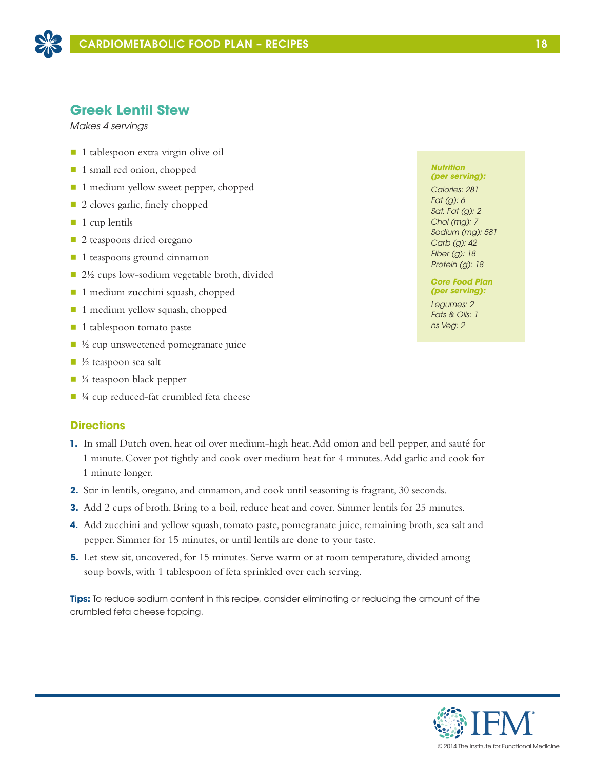## Greek Lentil Stew

*Makes 4 servings*

- 1 tablespoon extra virgin olive oil
- 1 small red onion, chopped
- 1 medium yellow sweet pepper, chopped
- 2 cloves garlic, finely chopped
- 1 cup lentils
- 2 teaspoons dried oregano
- 1 teaspoons ground cinnamon
- 2½ cups low-sodium vegetable broth, divided
- 1 medium zucchini squash, chopped
- 1 medium yellow squash, chopped
- 1 tablespoon tomato paste
- ½ cup unsweetened pomegranate juice
- ½ teaspoon sea salt
- ¼ teaspoon black pepper
- ¼ cup reduced-fat crumbled feta cheese

***Nutrition (per serving):***

*Calories: 281*
*Fat (g): 6*
*Sat. Fat (g): 2*
*Chol (mg): 7*
*Sodium (mg): 581*
*Carb (g): 42*
*Fiber (g): 18*
*Protein (g): 18*

***Core Food Plan (per serving):***

*Legumes: 2*
*Fats & Oils: 1*
*ns Veg: 2*

### Directions

1. In small Dutch oven, heat oil over medium-high heat. Add onion and bell pepper, and sauté for 1 minute. Cover pot tightly and cook over medium heat for 4 minutes. Add garlic and cook for 1 minute longer.
2. Stir in lentils, oregano, and cinnamon, and cook until seasoning is fragrant, 30 seconds.
3. Add 2 cups of broth. Bring to a boil, reduce heat and cover. Simmer lentils for 25 minutes.
4. Add zucchini and yellow squash, tomato paste, pomegranate juice, remaining broth, sea salt and pepper. Simmer for 15 minutes, or until lentils are done to your taste.
5. Let stew sit, uncovered, for 15 minutes. Serve warm or at room temperature, divided among soup bowls, with 1 tablespoon of feta sprinkled over each serving.

**Tips:** To reduce sodium content in this recipe, consider eliminating or reducing the amount of the crumbled feta cheese topping.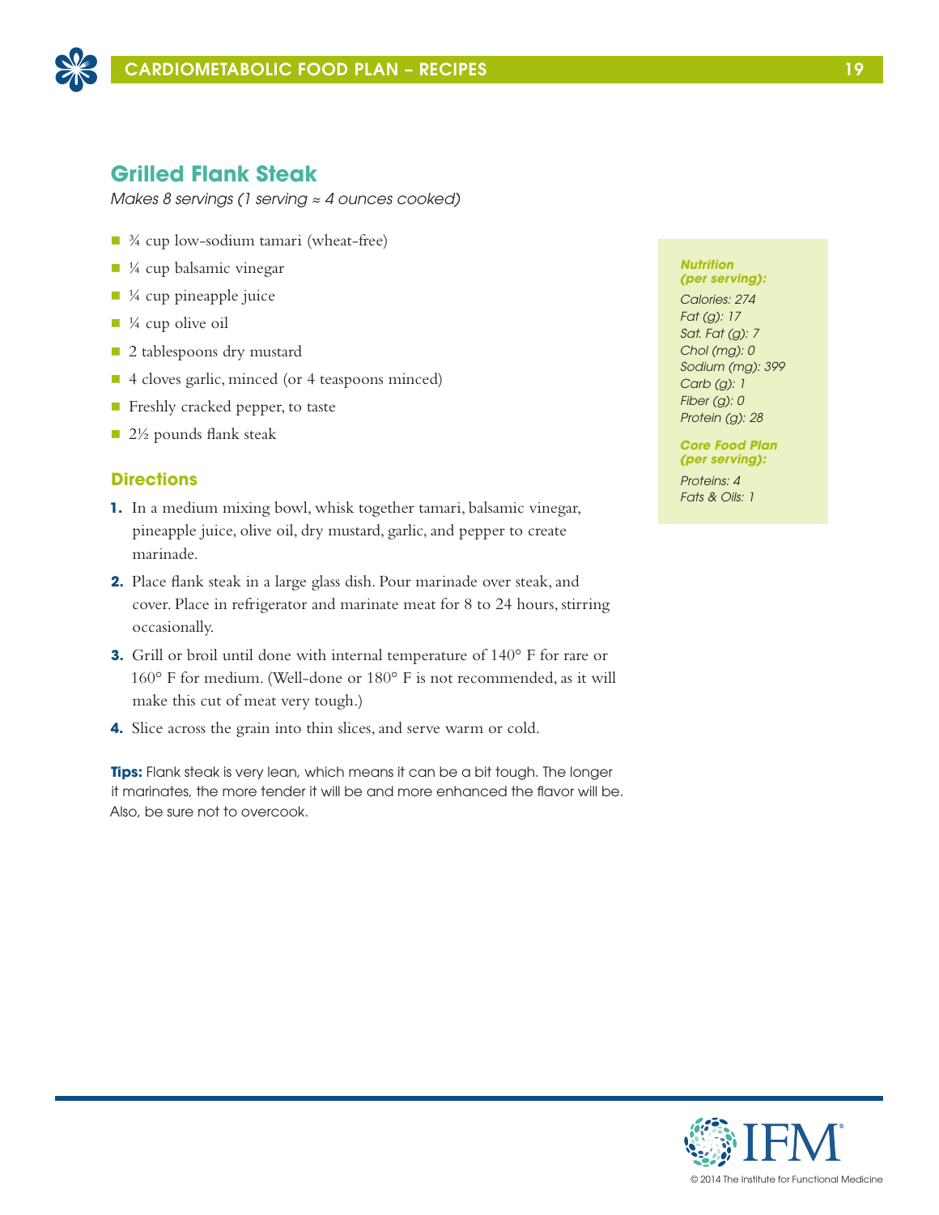## Grilled Flank Steak

*Makes 8 servings (1 serving ≈ 4 ounces cooked)*

- ¾ cup low-sodium tamari (wheat-free)
- ¼ cup balsamic vinegar
- ¼ cup pineapple juice
- ¼ cup olive oil
- 2 tablespoons dry mustard
- 4 cloves garlic, minced (or 4 teaspoons minced)
- Freshly cracked pepper, to taste
- 2½ pounds flank steak

### Directions

1. In a medium mixing bowl, whisk together tamari, balsamic vinegar, pineapple juice, olive oil, dry mustard, garlic, and pepper to create marinade.
2. Place flank steak in a large glass dish. Pour marinade over steak, and cover. Place in refrigerator and marinate meat for 8 to 24 hours, stirring occasionally.
3. Grill or broil until done with internal temperature of 140° F for rare or 160° F for medium. (Well-done or 180° F is not recommended, as it will make this cut of meat very tough.)
4. Slice across the grain into thin slices, and serve warm or cold.

**Tips:** Flank steak is very lean, which means it can be a bit tough. The longer it marinates, the more tender it will be and more enhanced the flavor will be. Also, be sure not to overcook.

***Nutrition (per serving):***

*Calories: 274*
*Fat (g): 17*
*Sat. Fat (g): 7*
*Chol (mg): 0*
*Sodium (mg): 399*
*Carb (g): 1*
*Fiber (g): 0*
*Protein (g): 28*

***Core Food Plan (per serving):***

*Proteins: 4*
*Fats & Oils: 1*

© 2014 The Institute for Functional Medicine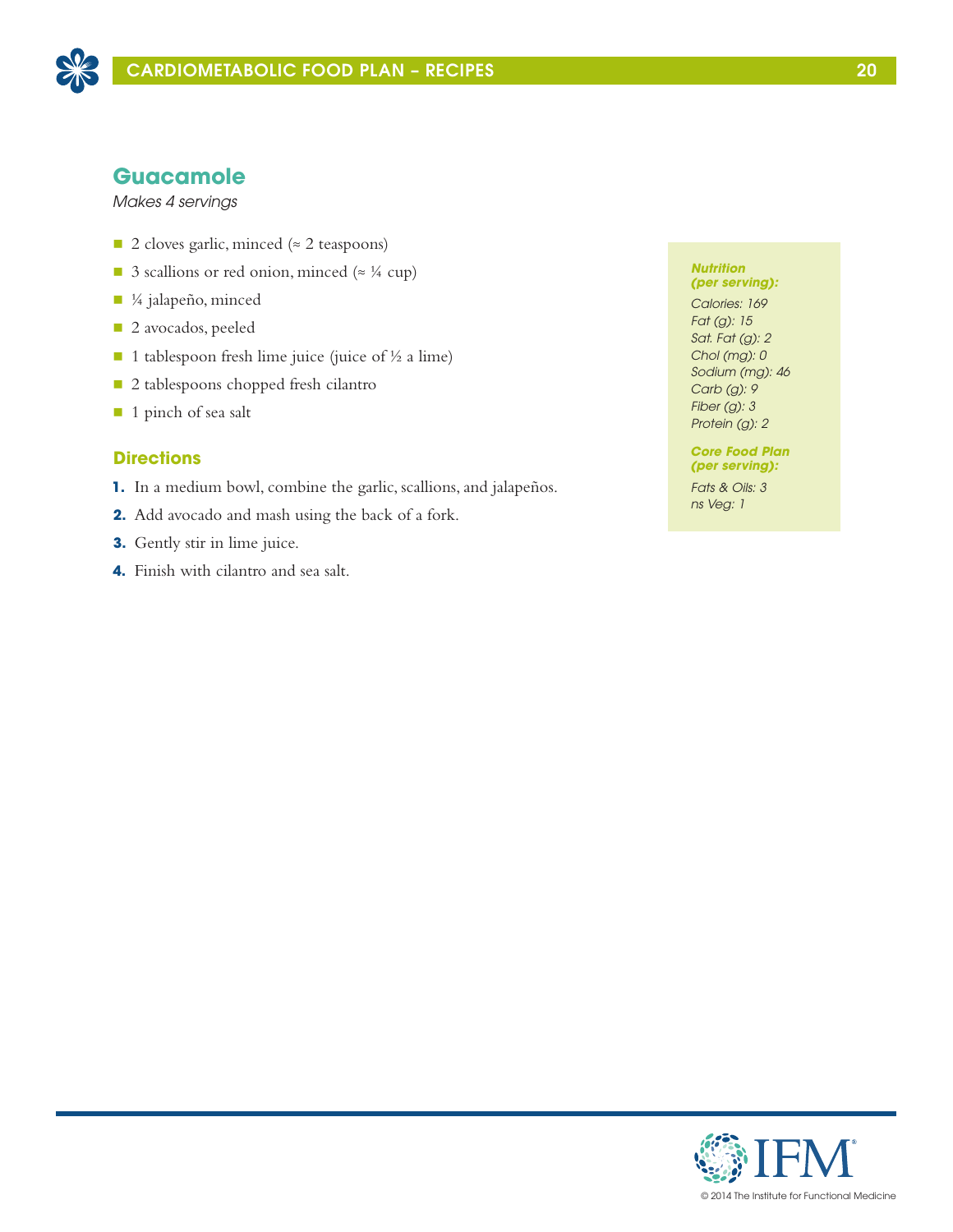## Guacamole

*Makes 4 servings*

- 2 cloves garlic, minced (≈ 2 teaspoons)
- 3 scallions or red onion, minced (≈ ¼ cup)
- ¼ jalapeño, minced
- 2 avocados, peeled
- 1 tablespoon fresh lime juice (juice of ½ a lime)
- 2 tablespoons chopped fresh cilantro
- 1 pinch of sea salt

### Directions

1. In a medium bowl, combine the garlic, scallions, and jalapeños.
2. Add avocado and mash using the back of a fork.
3. Gently stir in lime juice.
4. Finish with cilantro and sea salt.

***Nutrition (per serving):***

*Calories: 169*
*Fat (g): 15*
*Sat. Fat (g): 2*
*Chol (mg): 0*
*Sodium (mg): 46*
*Carb (g): 9*
*Fiber (g): 3*
*Protein (g): 2*

***Core Food Plan (per serving):***

*Fats & Oils: 3*
*ns Veg: 1*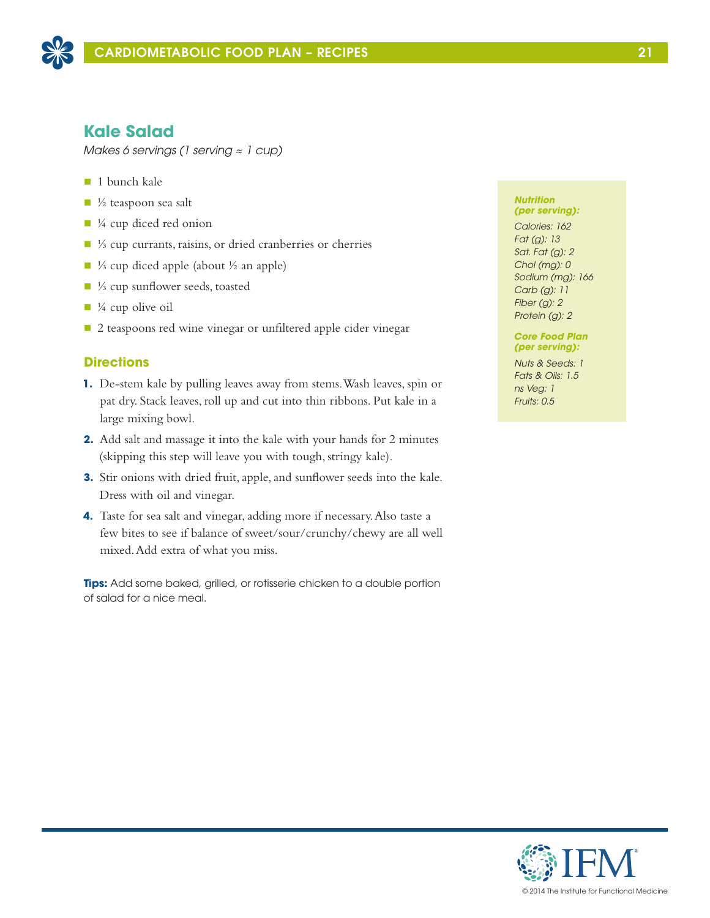## Kale Salad

*Makes 6 servings (1 serving ≈ 1 cup)*

- 1 bunch kale
- ½ teaspoon sea salt
- ¼ cup diced red onion
- ⅓ cup currants, raisins, or dried cranberries or cherries
- ⅓ cup diced apple (about ½ an apple)
- ⅓ cup sunflower seeds, toasted
- ¼ cup olive oil
- 2 teaspoons red wine vinegar or unfiltered apple cider vinegar

### Directions

1. De-stem kale by pulling leaves away from stems. Wash leaves, spin or pat dry. Stack leaves, roll up and cut into thin ribbons. Put kale in a large mixing bowl.
2. Add salt and massage it into the kale with your hands for 2 minutes (skipping this step will leave you with tough, stringy kale).
3. Stir onions with dried fruit, apple, and sunflower seeds into the kale. Dress with oil and vinegar.
4. Taste for sea salt and vinegar, adding more if necessary. Also taste a few bites to see if balance of sweet/sour/crunchy/chewy are all well mixed. Add extra of what you miss.

**Tips:** Add some baked, grilled, or rotisserie chicken to a double portion of salad for a nice meal.

***Nutrition (per serving):***

*Calories: 162*
*Fat (g): 13*
*Sat. Fat (g): 2*
*Chol (mg): 0*
*Sodium (mg): 166*
*Carb (g): 11*
*Fiber (g): 2*
*Protein (g): 2*

***Core Food Plan (per serving):***

*Nuts & Seeds: 1*
*Fats & Oils: 1.5*
*ns Veg: 1*
*Fruits: 0.5*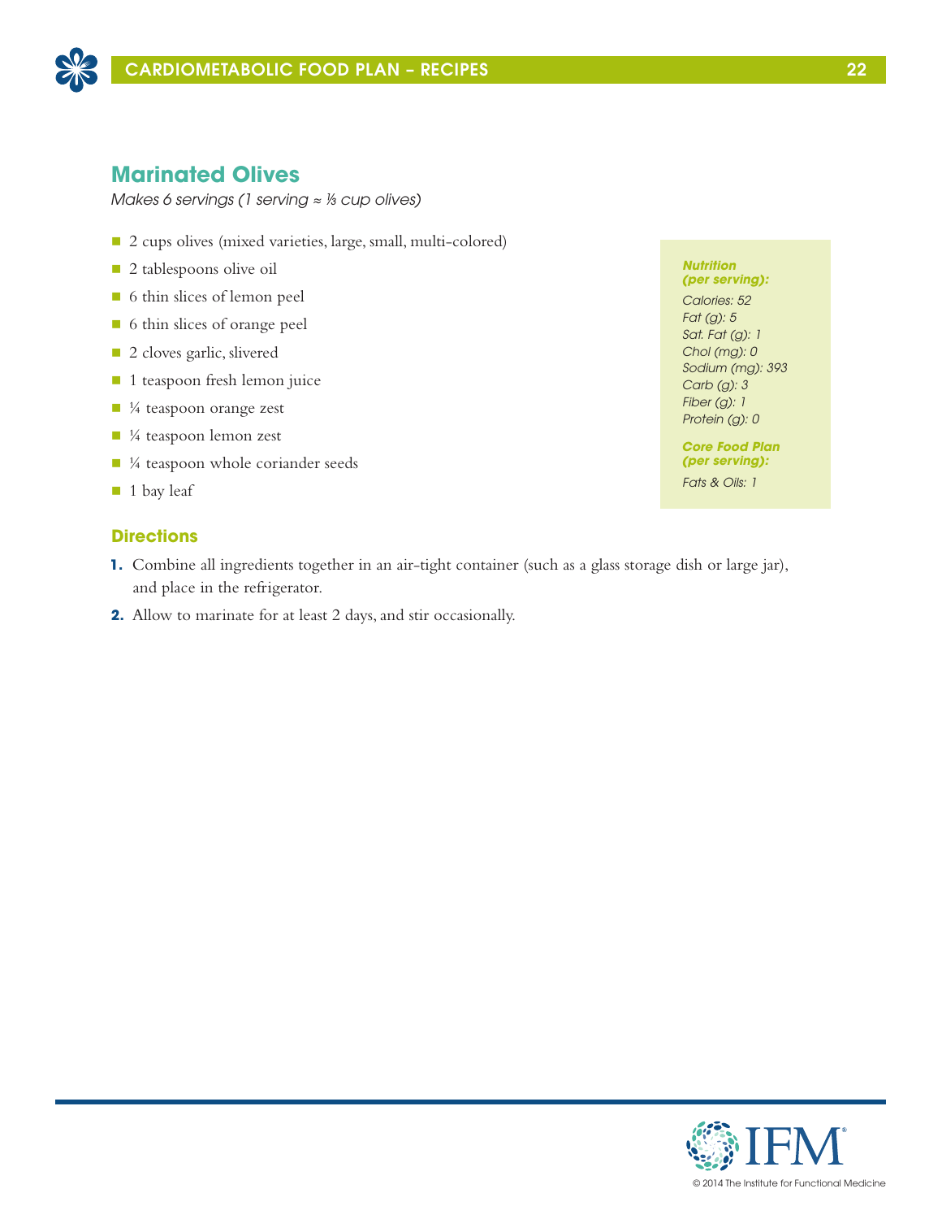## Marinated Olives

*Makes 6 servings (1 serving ≈ ⅓ cup olives)*

- 2 cups olives (mixed varieties, large, small, multi-colored)
- 2 tablespoons olive oil
- 6 thin slices of lemon peel
- 6 thin slices of orange peel
- 2 cloves garlic, slivered
- 1 teaspoon fresh lemon juice
- ¼ teaspoon orange zest
- ¼ teaspoon lemon zest
- ¼ teaspoon whole coriander seeds
- 1 bay leaf

***Nutrition (per serving):***

*Calories: 52*
*Fat (g): 5*
*Sat. Fat (g): 1*
*Chol (mg): 0*
*Sodium (mg): 393*
*Carb (g): 3*
*Fiber (g): 1*
*Protein (g): 0*

***Core Food Plan (per serving):***

*Fats & Oils: 1*

### Directions

1. Combine all ingredients together in an air-tight container (such as a glass storage dish or large jar), and place in the refrigerator.
2. Allow to marinate for at least 2 days, and stir occasionally.

© 2014 The Institute for Functional Medicine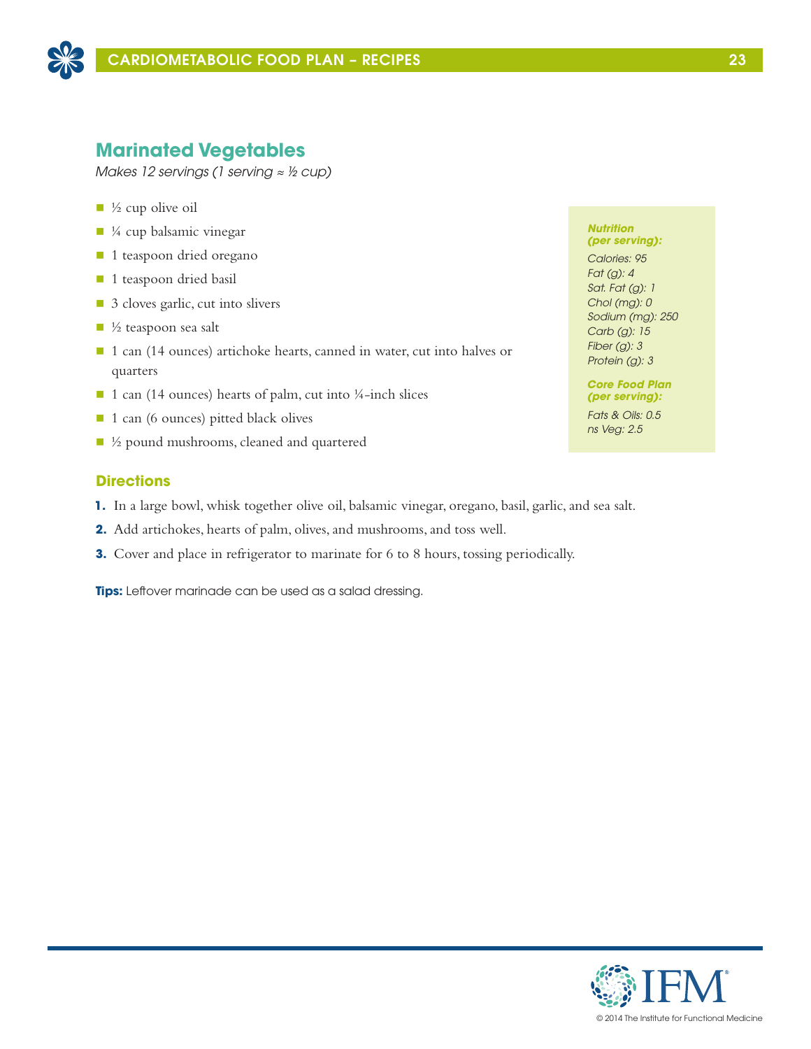## Marinated Vegetables

*Makes 12 servings (1 serving ≈ ½ cup)*

- ½ cup olive oil
- ¼ cup balsamic vinegar
- 1 teaspoon dried oregano
- 1 teaspoon dried basil
- 3 cloves garlic, cut into slivers
- ½ teaspoon sea salt
- 1 can (14 ounces) artichoke hearts, canned in water, cut into halves or quarters
- 1 can (14 ounces) hearts of palm, cut into ¼-inch slices
- 1 can (6 ounces) pitted black olives
- ½ pound mushrooms, cleaned and quartered

***Nutrition (per serving):***

*Calories: 95*
*Fat (g): 4*
*Sat. Fat (g): 1*
*Chol (mg): 0*
*Sodium (mg): 250*
*Carb (g): 15*
*Fiber (g): 3*
*Protein (g): 3*

***Core Food Plan (per serving):***

*Fats & Oils: 0.5*
*ns Veg: 2.5*

### Directions

1. In a large bowl, whisk together olive oil, balsamic vinegar, oregano, basil, garlic, and sea salt.
2. Add artichokes, hearts of palm, olives, and mushrooms, and toss well.
3. Cover and place in refrigerator to marinate for 6 to 8 hours, tossing periodically.

**Tips:** Leftover marinade can be used as a salad dressing.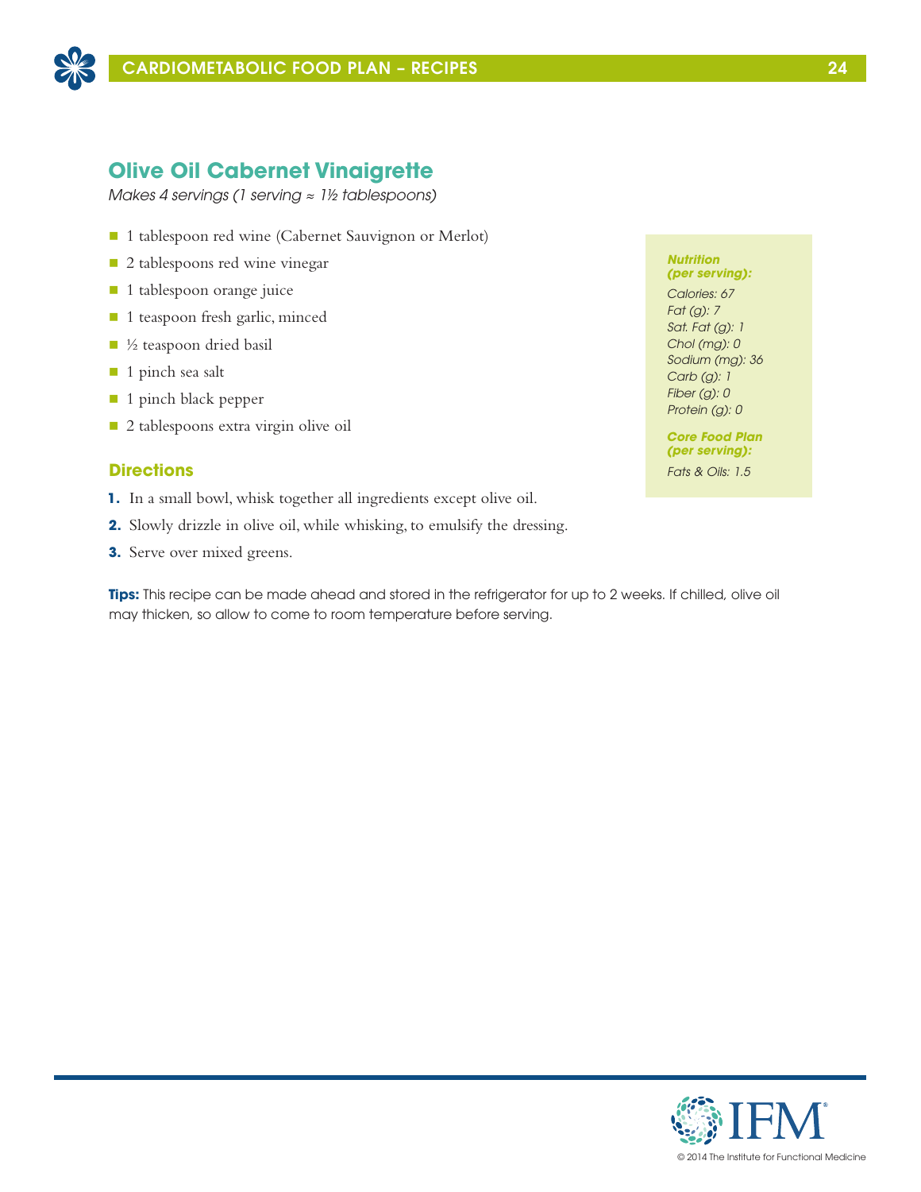## Olive Oil Cabernet Vinaigrette

*Makes 4 servings (1 serving ≈ 1½ tablespoons)*

- 1 tablespoon red wine (Cabernet Sauvignon or Merlot)
- 2 tablespoons red wine vinegar
- 1 tablespoon orange juice
- 1 teaspoon fresh garlic, minced
- ½ teaspoon dried basil
- 1 pinch sea salt
- 1 pinch black pepper
- 2 tablespoons extra virgin olive oil

***Nutrition (per serving):***

*Calories: 67*
*Fat (g): 7*
*Sat. Fat (g): 1*
*Chol (mg): 0*
*Sodium (mg): 36*
*Carb (g): 1*
*Fiber (g): 0*
*Protein (g): 0*

***Core Food Plan (per serving):***

*Fats & Oils: 1.5*

### Directions

1. In a small bowl, whisk together all ingredients except olive oil.
2. Slowly drizzle in olive oil, while whisking, to emulsify the dressing.
3. Serve over mixed greens.

**Tips:** This recipe can be made ahead and stored in the refrigerator for up to 2 weeks. If chilled, olive oil may thicken, so allow to come to room temperature before serving.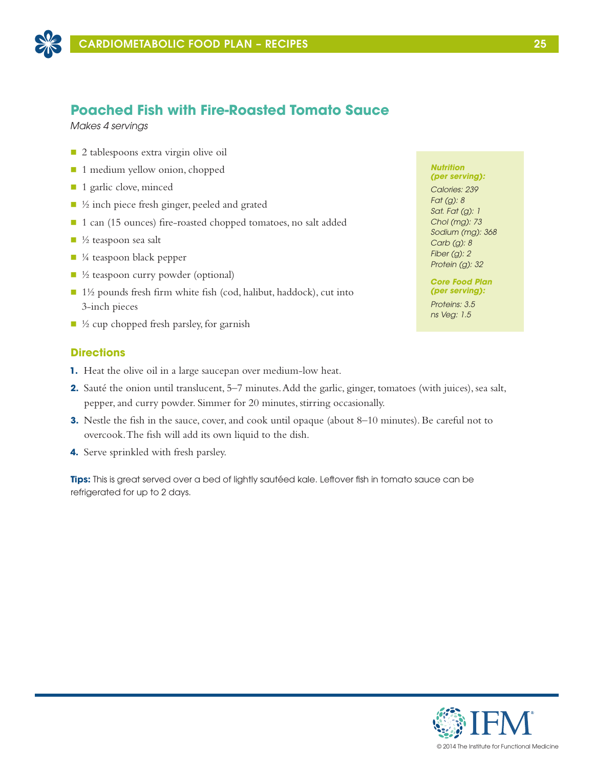## Poached Fish with Fire-Roasted Tomato Sauce

*Makes 4 servings*

- 2 tablespoons extra virgin olive oil
- 1 medium yellow onion, chopped
- 1 garlic clove, minced
- ½ inch piece fresh ginger, peeled and grated
- 1 can (15 ounces) fire-roasted chopped tomatoes, no salt added
- ½ teaspoon sea salt
- ¼ teaspoon black pepper
- ½ teaspoon curry powder (optional)
- 1½ pounds fresh firm white fish (cod, halibut, haddock), cut into 3-inch pieces
- ½ cup chopped fresh parsley, for garnish

***Nutrition (per serving):***

*Calories: 239*
*Fat (g): 8*
*Sat. Fat (g): 1*
*Chol (mg): 73*
*Sodium (mg): 368*
*Carb (g): 8*
*Fiber (g): 2*
*Protein (g): 32*

***Core Food Plan (per serving):***

*Proteins: 3.5*
*ns Veg: 1.5*

### Directions

1. Heat the olive oil in a large saucepan over medium-low heat.
2. Sauté the onion until translucent, 5–7 minutes. Add the garlic, ginger, tomatoes (with juices), sea salt, pepper, and curry powder. Simmer for 20 minutes, stirring occasionally.
3. Nestle the fish in the sauce, cover, and cook until opaque (about 8–10 minutes). Be careful not to overcook. The fish will add its own liquid to the dish.
4. Serve sprinkled with fresh parsley.

**Tips:** This is great served over a bed of lightly sautéed kale. Leftover fish in tomato sauce can be refrigerated for up to 2 days.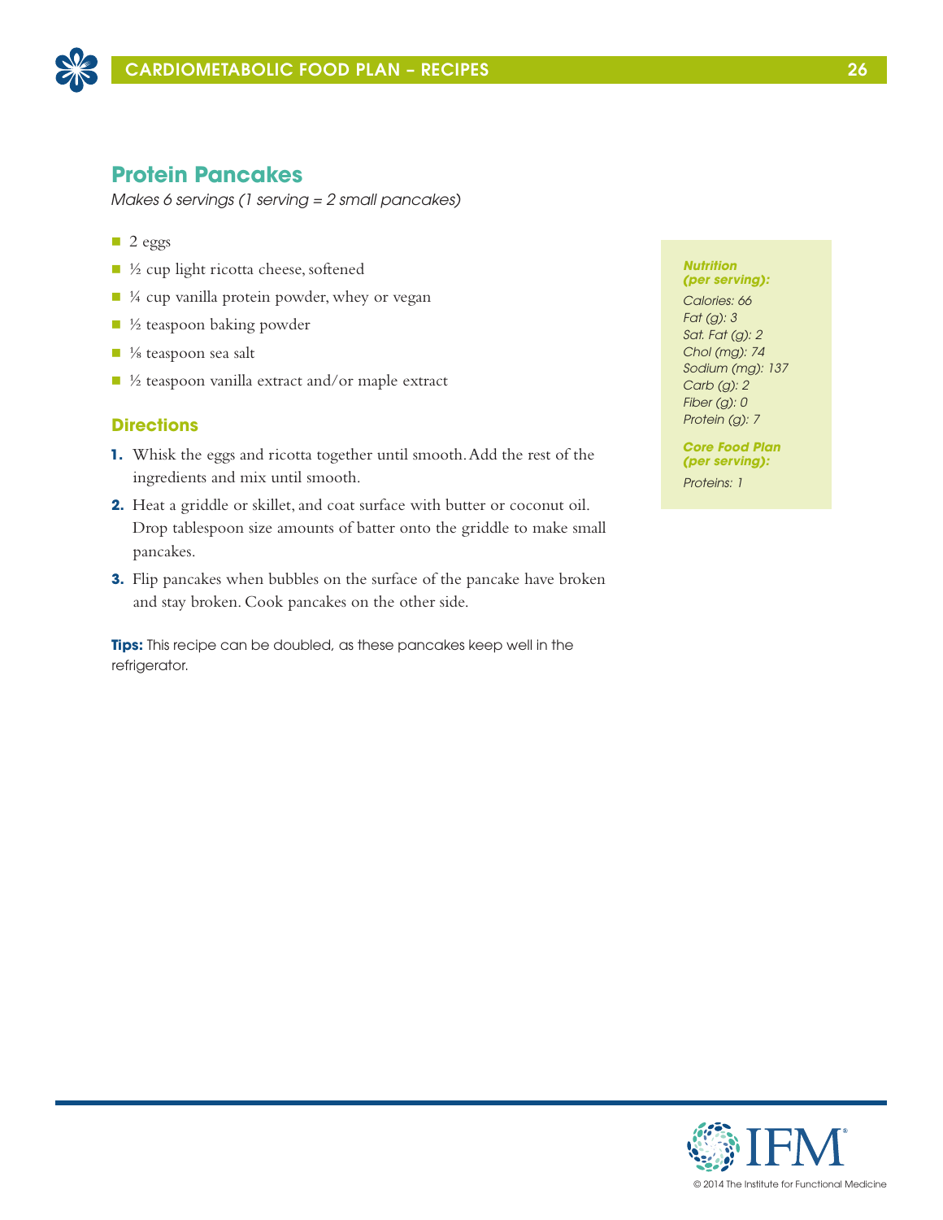## Protein Pancakes

*Makes 6 servings (1 serving = 2 small pancakes)*

- 2 eggs
- ½ cup light ricotta cheese, softened
- ¼ cup vanilla protein powder, whey or vegan
- ½ teaspoon baking powder
- ⅛ teaspoon sea salt
- ½ teaspoon vanilla extract and/or maple extract

***Nutrition (per serving):***

*Calories: 66*
*Fat (g): 3*
*Sat. Fat (g): 2*
*Chol (mg): 74*
*Sodium (mg): 137*
*Carb (g): 2*
*Fiber (g): 0*
*Protein (g): 7*

***Core Food Plan (per serving):***

*Proteins: 1*

### Directions

1. Whisk the eggs and ricotta together until smooth. Add the rest of the ingredients and mix until smooth.
2. Heat a griddle or skillet, and coat surface with butter or coconut oil. Drop tablespoon size amounts of batter onto the griddle to make small pancakes.
3. Flip pancakes when bubbles on the surface of the pancake have broken and stay broken. Cook pancakes on the other side.

**Tips:** This recipe can be doubled, as these pancakes keep well in the refrigerator.

© 2014 The Institute for Functional Medicine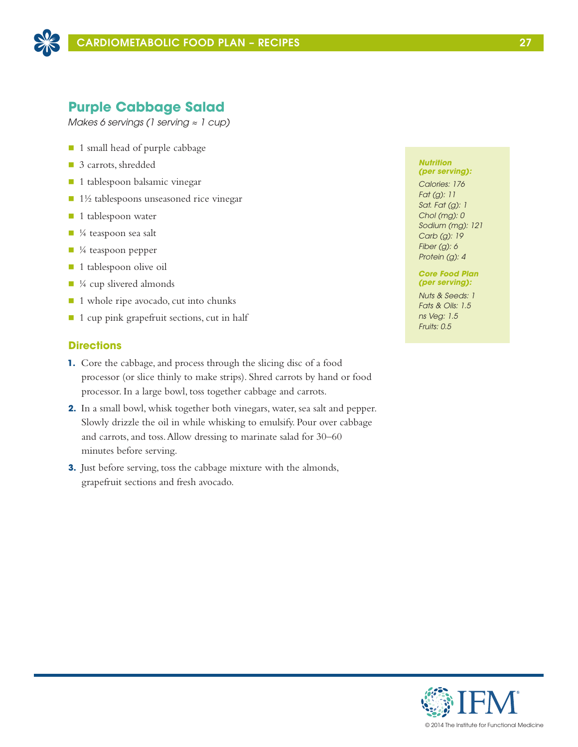## Purple Cabbage Salad

*Makes 6 servings (1 serving ≈ 1 cup)*

- 1 small head of purple cabbage
- 3 carrots, shredded
- 1 tablespoon balsamic vinegar
- 1½ tablespoons unseasoned rice vinegar
- 1 tablespoon water
- ¼ teaspoon sea salt
- ¼ teaspoon pepper
- 1 tablespoon olive oil
- ¼ cup slivered almonds
- 1 whole ripe avocado, cut into chunks
- 1 cup pink grapefruit sections, cut in half

### Directions

1. Core the cabbage, and process through the slicing disc of a food processor (or slice thinly to make strips). Shred carrots by hand or food processor. In a large bowl, toss together cabbage and carrots.
2. In a small bowl, whisk together both vinegars, water, sea salt and pepper. Slowly drizzle the oil in while whisking to emulsify. Pour over cabbage and carrots, and toss. Allow dressing to marinate salad for 30–60 minutes before serving.
3. Just before serving, toss the cabbage mixture with the almonds, grapefruit sections and fresh avocado.

***Nutrition (per serving):***

*Calories: 176*
*Fat (g): 11*
*Sat. Fat (g): 1*
*Chol (mg): 0*
*Sodium (mg): 121*
*Carb (g): 19*
*Fiber (g): 6*
*Protein (g): 4*

***Core Food Plan (per serving):***

*Nuts & Seeds: 1*
*Fats & Oils: 1.5*
*ns Veg: 1.5*
*Fruits: 0.5*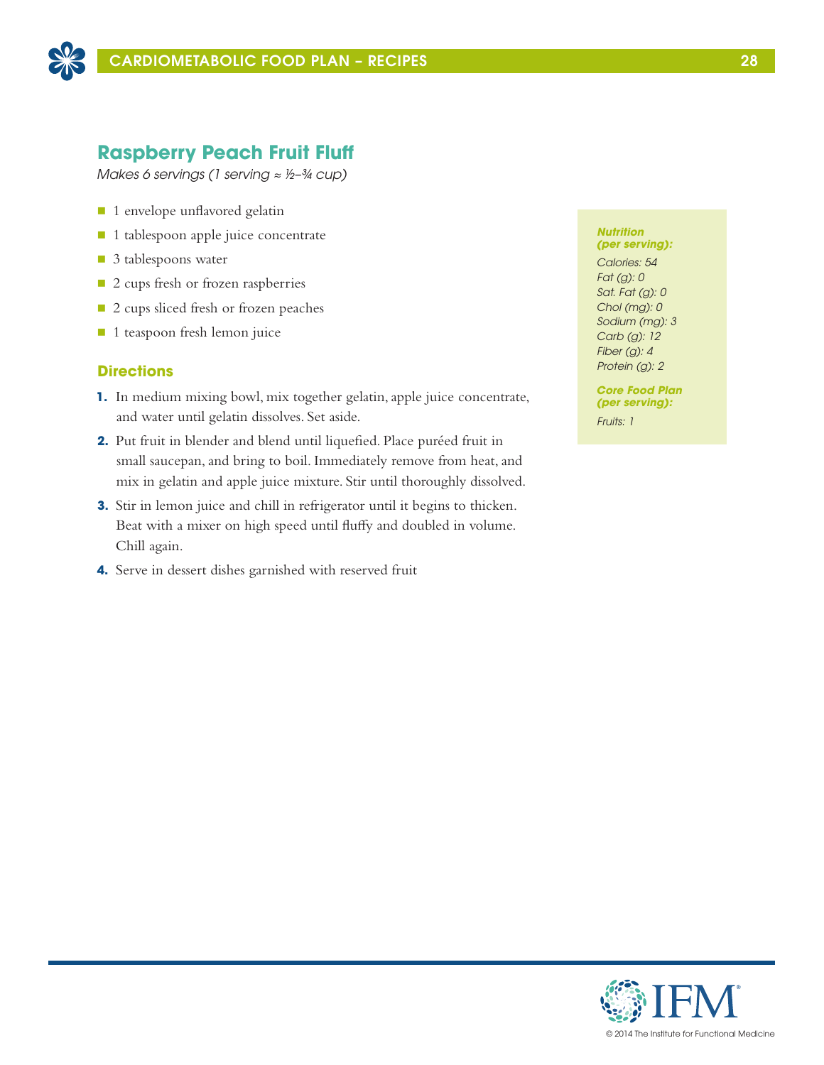## Raspberry Peach Fruit Fluff

*Makes 6 servings (1 serving ≈ ½–¾ cup)*

- 1 envelope unflavored gelatin
- 1 tablespoon apple juice concentrate
- 3 tablespoons water
- 2 cups fresh or frozen raspberries
- 2 cups sliced fresh or frozen peaches
- 1 teaspoon fresh lemon juice

### Directions

1. In medium mixing bowl, mix together gelatin, apple juice concentrate, and water until gelatin dissolves. Set aside.
2. Put fruit in blender and blend until liquefied. Place puréed fruit in small saucepan, and bring to boil. Immediately remove from heat, and mix in gelatin and apple juice mixture. Stir until thoroughly dissolved.
3. Stir in lemon juice and chill in refrigerator until it begins to thicken. Beat with a mixer on high speed until fluffy and doubled in volume. Chill again.
4. Serve in dessert dishes garnished with reserved fruit

***Nutrition (per serving):***

*Calories: 54*
*Fat (g): 0*
*Sat. Fat (g): 0*
*Chol (mg): 0*
*Sodium (mg): 3*
*Carb (g): 12*
*Fiber (g): 4*
*Protein (g): 2*

***Core Food Plan (per serving):***

*Fruits: 1*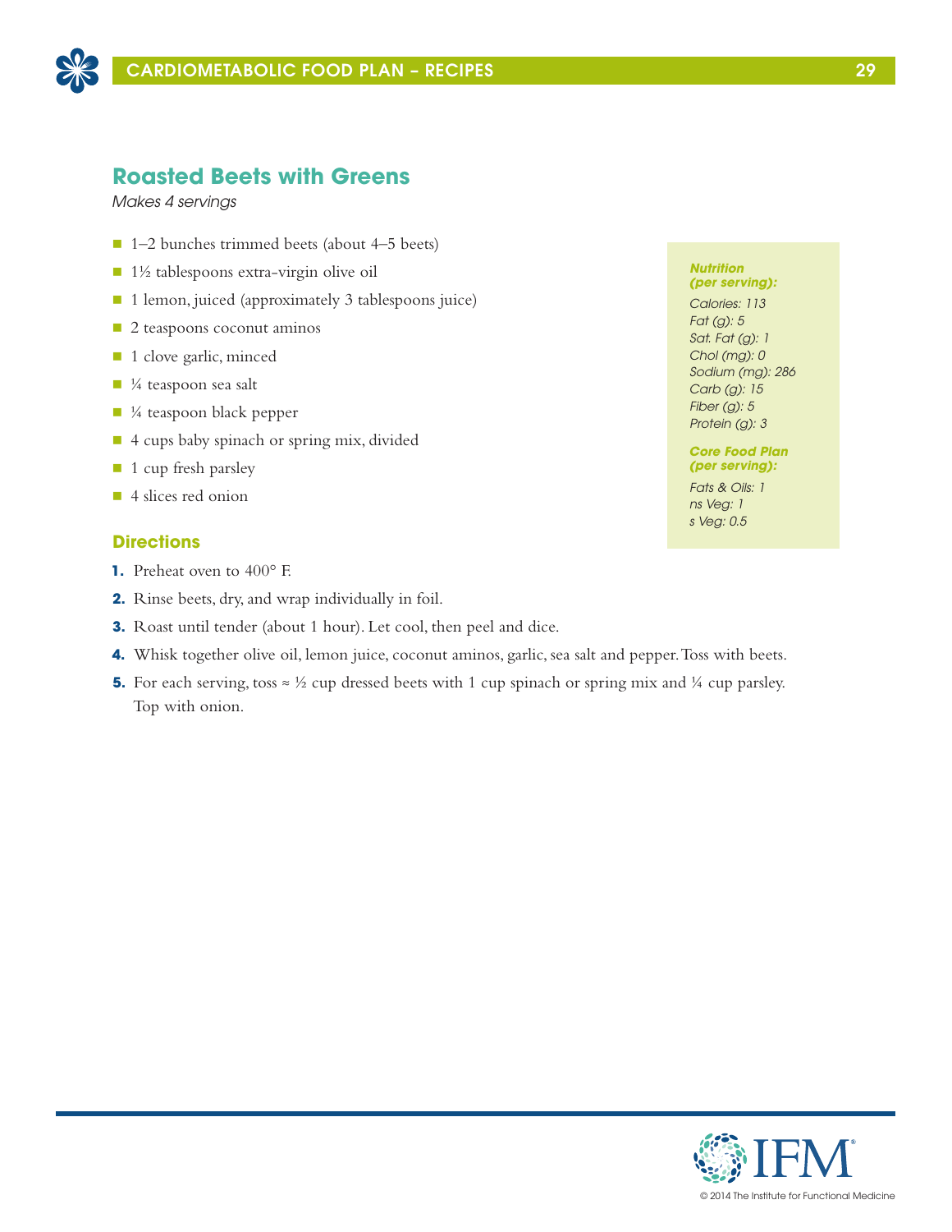## Roasted Beets with Greens

*Makes 4 servings*

- 1–2 bunches trimmed beets (about 4–5 beets)
- 1½ tablespoons extra-virgin olive oil
- 1 lemon, juiced (approximately 3 tablespoons juice)
- 2 teaspoons coconut aminos
- 1 clove garlic, minced
- ¼ teaspoon sea salt
- ¼ teaspoon black pepper
- 4 cups baby spinach or spring mix, divided
- 1 cup fresh parsley
- 4 slices red onion

***Nutrition (per serving):***

*Calories: 113*
*Fat (g): 5*
*Sat. Fat (g): 1*
*Chol (mg): 0*
*Sodium (mg): 286*
*Carb (g): 15*
*Fiber (g): 5*
*Protein (g): 3*

***Core Food Plan (per serving):***

*Fats & Oils: 1*
*ns Veg: 1*
*s Veg: 0.5*

### Directions

1. Preheat oven to 400° F.
2. Rinse beets, dry, and wrap individually in foil.
3. Roast until tender (about 1 hour). Let cool, then peel and dice.
4. Whisk together olive oil, lemon juice, coconut aminos, garlic, sea salt and pepper. Toss with beets.
5. For each serving, toss ≈ ½ cup dressed beets with 1 cup spinach or spring mix and ¼ cup parsley. Top with onion.

© 2014 The Institute for Functional Medicine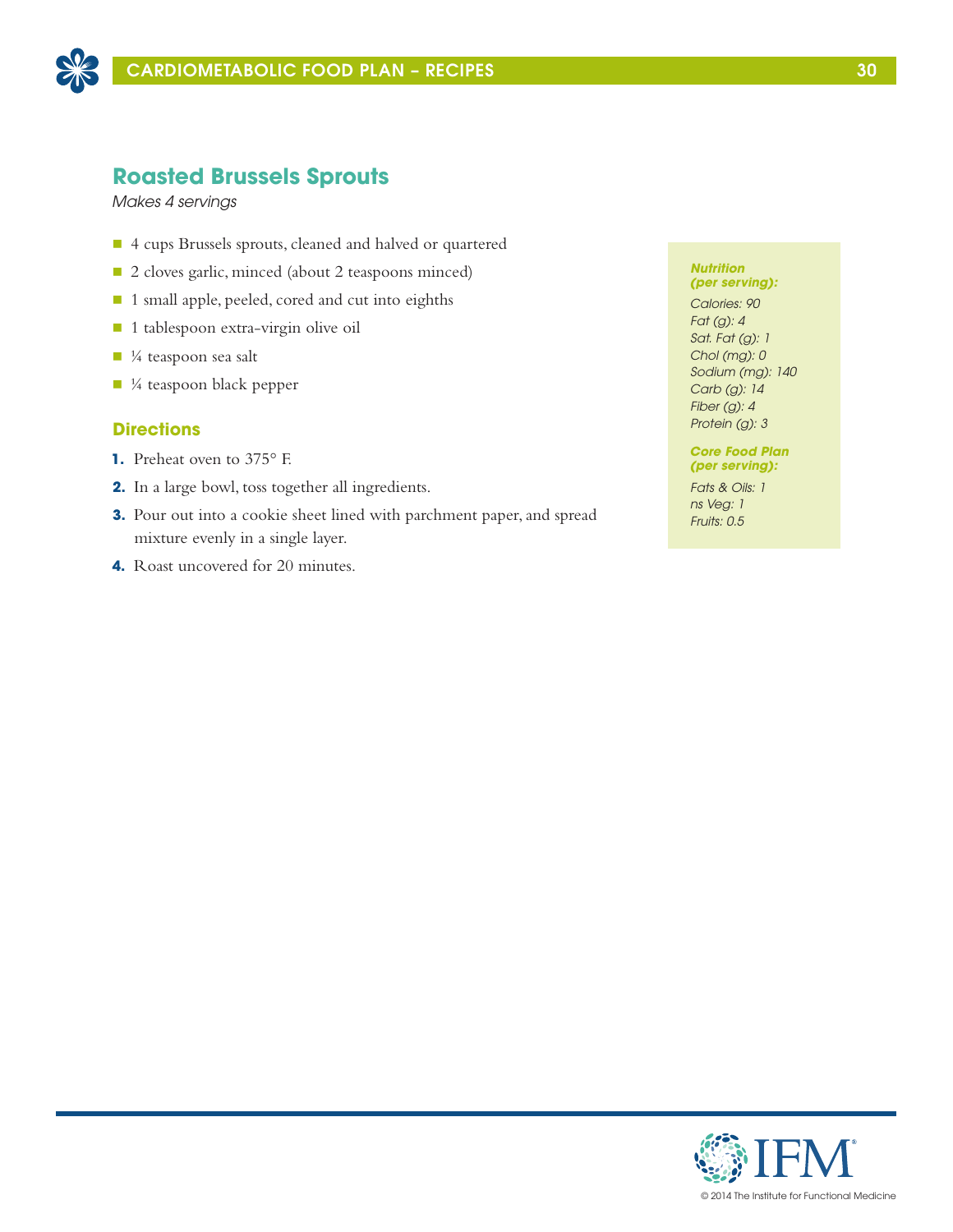## Roasted Brussels Sprouts

*Makes 4 servings*

- 4 cups Brussels sprouts, cleaned and halved or quartered
- 2 cloves garlic, minced (about 2 teaspoons minced)
- 1 small apple, peeled, cored and cut into eighths
- 1 tablespoon extra-virgin olive oil
- ¼ teaspoon sea salt
- ¼ teaspoon black pepper

### Directions

1. Preheat oven to 375° F.
2. In a large bowl, toss together all ingredients.
3. Pour out into a cookie sheet lined with parchment paper, and spread mixture evenly in a single layer.
4. Roast uncovered for 20 minutes.

***Nutrition (per serving):***

*Calories: 90*
*Fat (g): 4*
*Sat. Fat (g): 1*
*Chol (mg): 0*
*Sodium (mg): 140*
*Carb (g): 14*
*Fiber (g): 4*
*Protein (g): 3*

***Core Food Plan (per serving):***

*Fats & Oils: 1*
*ns Veg: 1*
*Fruits: 0.5*

© 2014 The Institute for Functional Medicine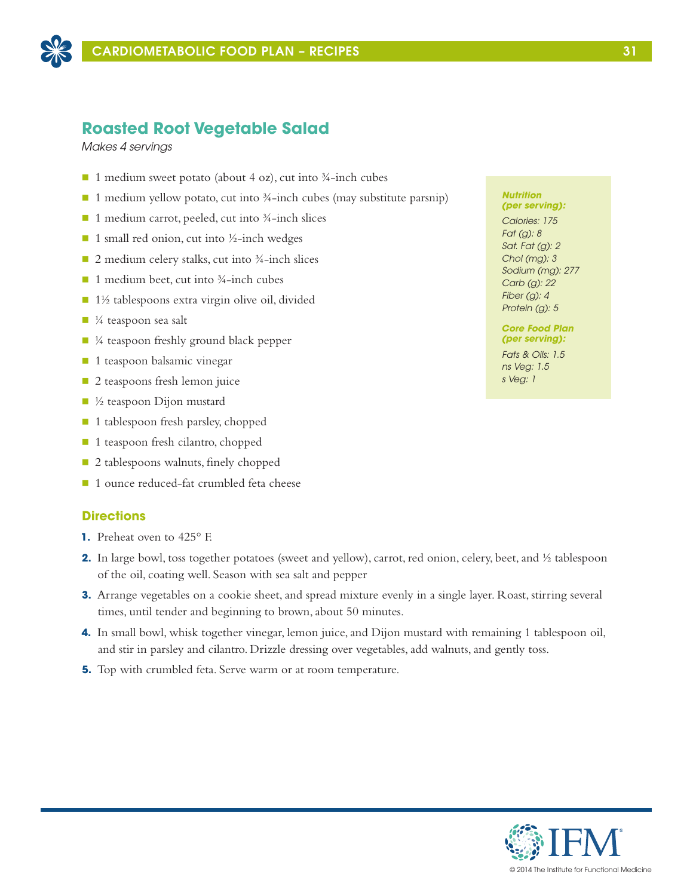## Roasted Root Vegetable Salad

*Makes 4 servings*

- 1 medium sweet potato (about 4 oz), cut into ¾-inch cubes
- 1 medium yellow potato, cut into ¾-inch cubes (may substitute parsnip)
- 1 medium carrot, peeled, cut into ¾-inch slices
- 1 small red onion, cut into ½-inch wedges
- 2 medium celery stalks, cut into ¾-inch slices
- 1 medium beet, cut into ¾-inch cubes
- 1½ tablespoons extra virgin olive oil, divided
- ¼ teaspoon sea salt
- ¼ teaspoon freshly ground black pepper
- 1 teaspoon balsamic vinegar
- 2 teaspoons fresh lemon juice
- ½ teaspoon Dijon mustard
- 1 tablespoon fresh parsley, chopped
- 1 teaspoon fresh cilantro, chopped
- 2 tablespoons walnuts, finely chopped
- 1 ounce reduced-fat crumbled feta cheese

***Nutrition (per serving):***

*Calories: 175*
*Fat (g): 8*
*Sat. Fat (g): 2*
*Chol (mg): 3*
*Sodium (mg): 277*
*Carb (g): 22*
*Fiber (g): 4*
*Protein (g): 5*

***Core Food Plan (per serving):***

*Fats & Oils: 1.5*
*ns Veg: 1.5*
*s Veg: 1*

### Directions

1. Preheat oven to 425° F.
2. In large bowl, toss together potatoes (sweet and yellow), carrot, red onion, celery, beet, and ½ tablespoon of the oil, coating well. Season with sea salt and pepper
3. Arrange vegetables on a cookie sheet, and spread mixture evenly in a single layer. Roast, stirring several times, until tender and beginning to brown, about 50 minutes.
4. In small bowl, whisk together vinegar, lemon juice, and Dijon mustard with remaining 1 tablespoon oil, and stir in parsley and cilantro. Drizzle dressing over vegetables, add walnuts, and gently toss.
5. Top with crumbled feta. Serve warm or at room temperature.

© 2014 The Institute for Functional Medicine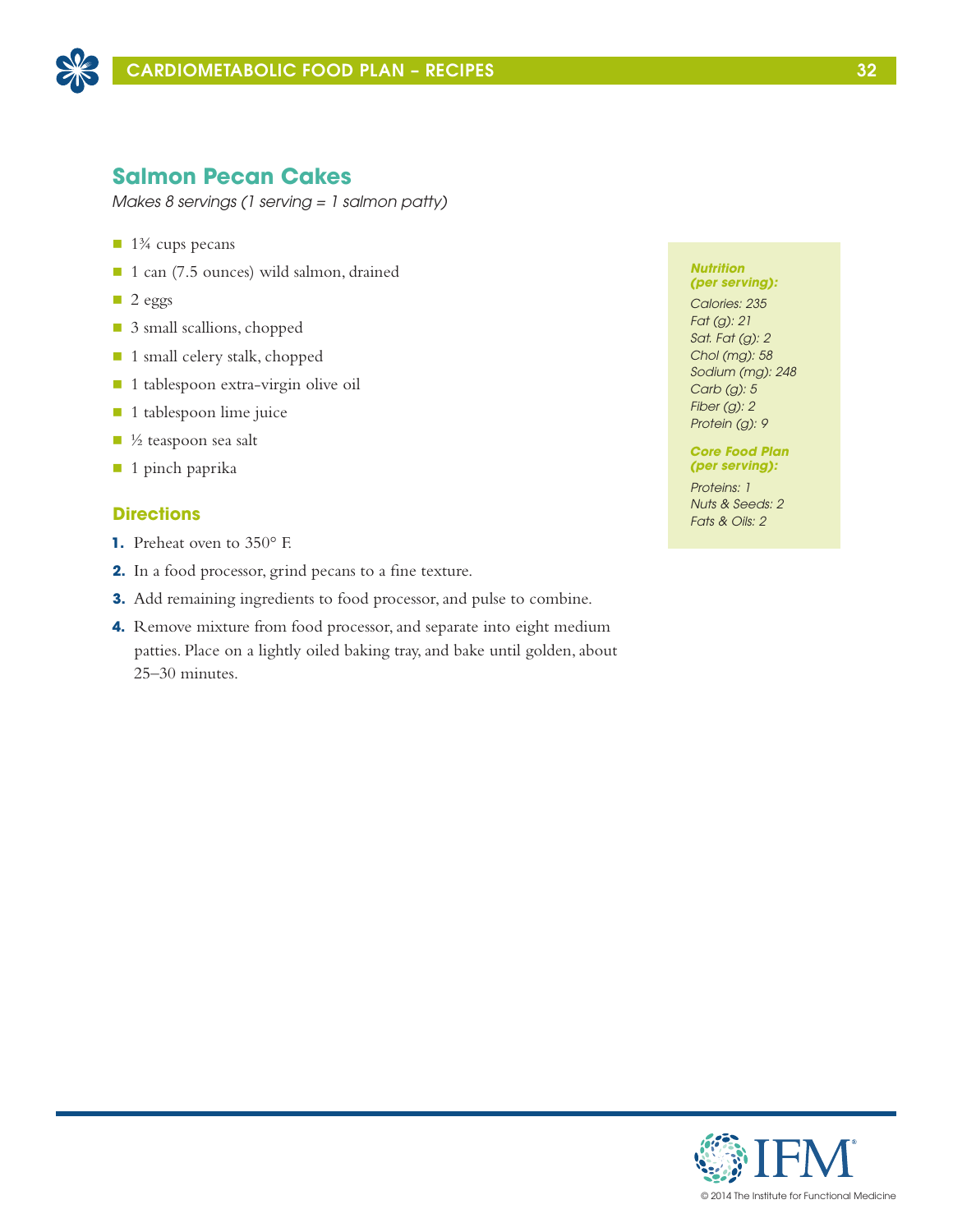## Salmon Pecan Cakes

*Makes 8 servings (1 serving = 1 salmon patty)*

- 1¾ cups pecans
- 1 can (7.5 ounces) wild salmon, drained
- 2 eggs
- 3 small scallions, chopped
- 1 small celery stalk, chopped
- 1 tablespoon extra-virgin olive oil
- 1 tablespoon lime juice
- ½ teaspoon sea salt
- 1 pinch paprika

### Directions

1. Preheat oven to 350° F.
2. In a food processor, grind pecans to a fine texture.
3. Add remaining ingredients to food processor, and pulse to combine.
4. Remove mixture from food processor, and separate into eight medium patties. Place on a lightly oiled baking tray, and bake until golden, about 25–30 minutes.

***Nutrition (per serving):***

*Calories: 235*
*Fat (g): 21*
*Sat. Fat (g): 2*
*Chol (mg): 58*
*Sodium (mg): 248*
*Carb (g): 5*
*Fiber (g): 2*
*Protein (g): 9*

***Core Food Plan (per serving):***

*Proteins: 1*
*Nuts & Seeds: 2*
*Fats & Oils: 2*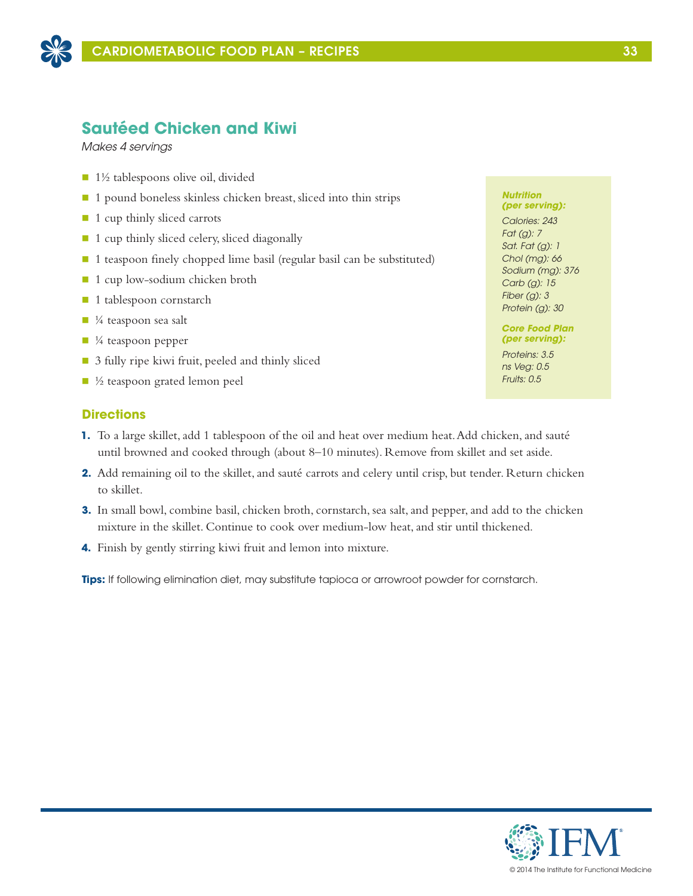## Sautéed Chicken and Kiwi

*Makes 4 servings*

- 1½ tablespoons olive oil, divided
- 1 pound boneless skinless chicken breast, sliced into thin strips
- 1 cup thinly sliced carrots
- 1 cup thinly sliced celery, sliced diagonally
- 1 teaspoon finely chopped lime basil (regular basil can be substituted)
- 1 cup low-sodium chicken broth
- 1 tablespoon cornstarch
- ¼ teaspoon sea salt
- ¼ teaspoon pepper
- 3 fully ripe kiwi fruit, peeled and thinly sliced
- ½ teaspoon grated lemon peel

***Nutrition (per serving):***

*Calories: 243*
*Fat (g): 7*
*Sat. Fat (g): 1*
*Chol (mg): 66*
*Sodium (mg): 376*
*Carb (g): 15*
*Fiber (g): 3*
*Protein (g): 30*

***Core Food Plan (per serving):***

*Proteins: 3.5*
*ns Veg: 0.5*
*Fruits: 0.5*

### Directions

1. To a large skillet, add 1 tablespoon of the oil and heat over medium heat. Add chicken, and sauté until browned and cooked through (about 8–10 minutes). Remove from skillet and set aside.
2. Add remaining oil to the skillet, and sauté carrots and celery until crisp, but tender. Return chicken to skillet.
3. In small bowl, combine basil, chicken broth, cornstarch, sea salt, and pepper, and add to the chicken mixture in the skillet. Continue to cook over medium-low heat, and stir until thickened.
4. Finish by gently stirring kiwi fruit and lemon into mixture.

**Tips:** If following elimination diet, may substitute tapioca or arrowroot powder for cornstarch.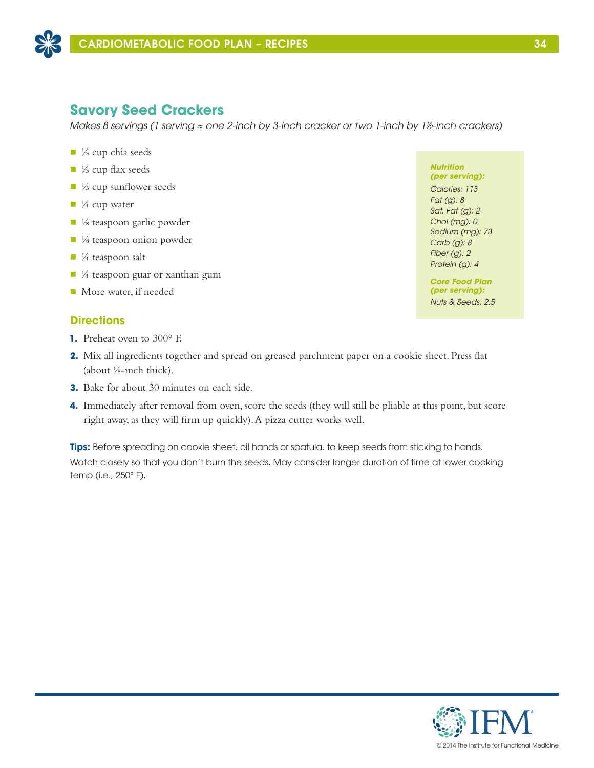## Savory Seed Crackers

*Makes 8 servings (1 serving ≈ one 2-inch by 3-inch cracker or two 1-inch by 1½-inch crackers)*

- ⅓ cup chia seeds
- ⅓ cup flax seeds
- ⅓ cup sunflower seeds
- ¼ cup water
- ⅛ teaspoon garlic powder
- ⅛ teaspoon onion powder
- ¼ teaspoon salt
- ¼ teaspoon guar or xanthan gum
- More water, if needed

***Nutrition (per serving):***

*Calories: 113*
*Fat (g): 8*
*Sat. Fat (g): 2*
*Chol (mg): 0*
*Sodium (mg): 73*
*Carb (g): 8*
*Fiber (g): 2*
*Protein (g): 4*

***Core Food Plan (per serving):***

*Nuts & Seeds: 2.5*

### Directions

1. Preheat oven to 300° F.
2. Mix all ingredients together and spread on greased parchment paper on a cookie sheet. Press flat (about ⅛-inch thick).
3. Bake for about 30 minutes on each side.
4. Immediately after removal from oven, score the seeds (they will still be pliable at this point, but score right away, as they will firm up quickly). A pizza cutter works well.

**Tips:** Before spreading on cookie sheet, oil hands or spatula, to keep seeds from sticking to hands. Watch closely so that you don't burn the seeds. May consider longer duration of time at lower cooking temp (i.e., 250° F).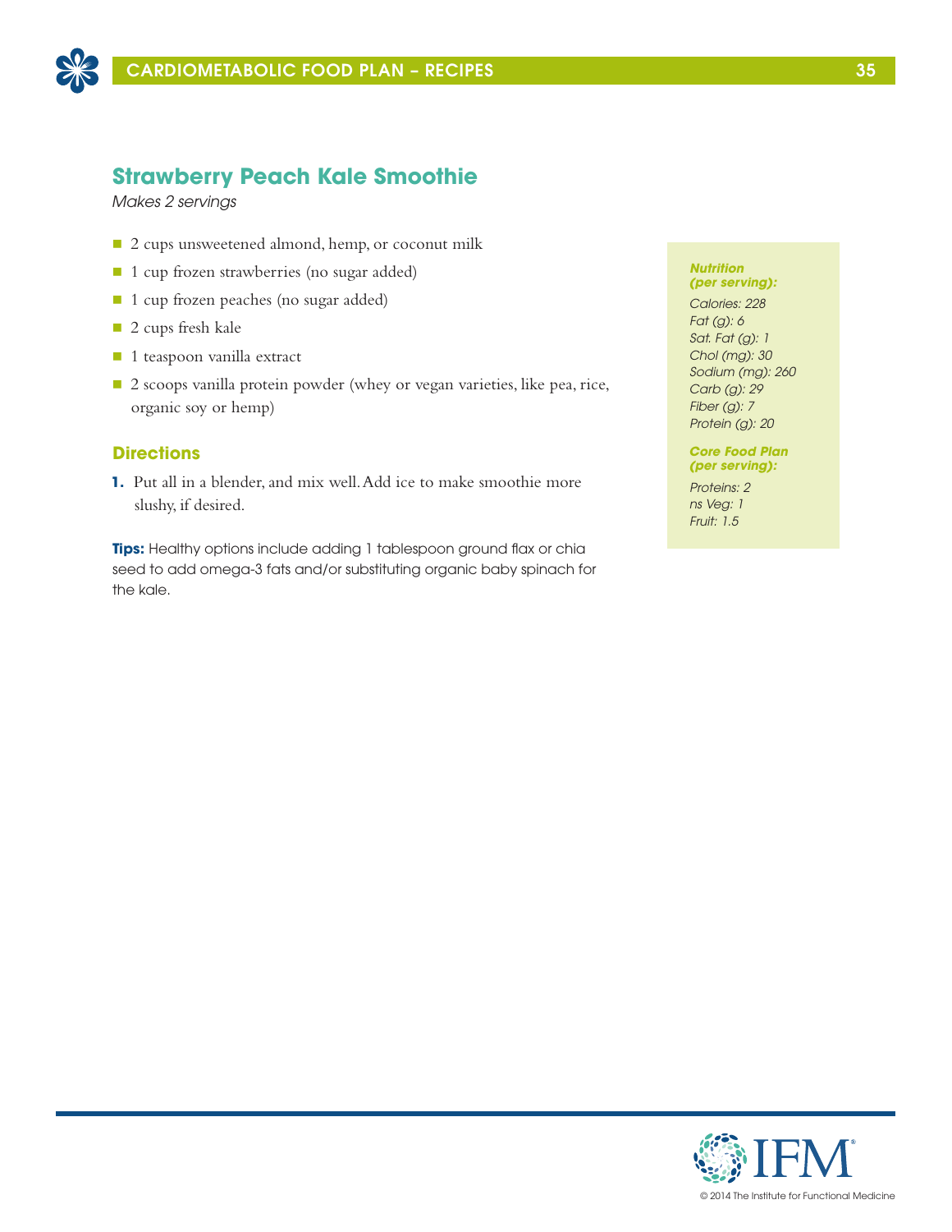## Strawberry Peach Kale Smoothie

*Makes 2 servings*

- 2 cups unsweetened almond, hemp, or coconut milk
- 1 cup frozen strawberries (no sugar added)
- 1 cup frozen peaches (no sugar added)
- 2 cups fresh kale
- 1 teaspoon vanilla extract
- 2 scoops vanilla protein powder (whey or vegan varieties, like pea, rice, organic soy or hemp)

### Directions

1. Put all in a blender, and mix well. Add ice to make smoothie more slushy, if desired.

**Tips:** Healthy options include adding 1 tablespoon ground flax or chia seed to add omega-3 fats and/or substituting organic baby spinach for the kale.

***Nutrition (per serving):***

*Calories: 228*
*Fat (g): 6*
*Sat. Fat (g): 1*
*Chol (mg): 30*
*Sodium (mg): 260*
*Carb (g): 29*
*Fiber (g): 7*
*Protein (g): 20*

***Core Food Plan (per serving):***

*Proteins: 2*
*ns Veg: 1*
*Fruit: 1.5*

© 2014 The Institute for Functional Medicine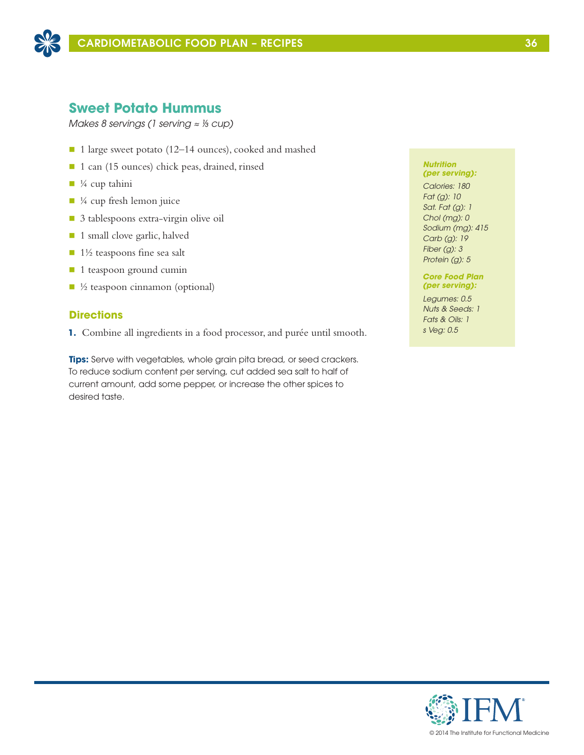## Sweet Potato Hummus

*Makes 8 servings (1 serving ≈ ⅓ cup)*

- 1 large sweet potato (12–14 ounces), cooked and mashed
- 1 can (15 ounces) chick peas, drained, rinsed
- ¼ cup tahini
- ¼ cup fresh lemon juice
- 3 tablespoons extra-virgin olive oil
- 1 small clove garlic, halved
- 1½ teaspoons fine sea salt
- 1 teaspoon ground cumin
- ½ teaspoon cinnamon (optional)

### Directions

**1.** Combine all ingredients in a food processor, and purée until smooth.

**Tips:** Serve with vegetables, whole grain pita bread, or seed crackers. To reduce sodium content per serving, cut added sea salt to half of current amount, add some pepper, or increase the other spices to desired taste.

***Nutrition (per serving):***

*Calories: 180*
*Fat (g): 10*
*Sat. Fat (g): 1*
*Chol (mg): 0*
*Sodium (mg): 415*
*Carb (g): 19*
*Fiber (g): 3*
*Protein (g): 5*

***Core Food Plan (per serving):***

*Legumes: 0.5*
*Nuts & Seeds: 1*
*Fats & Oils: 1*
*s Veg: 0.5*

© 2014 The Institute for Functional Medicine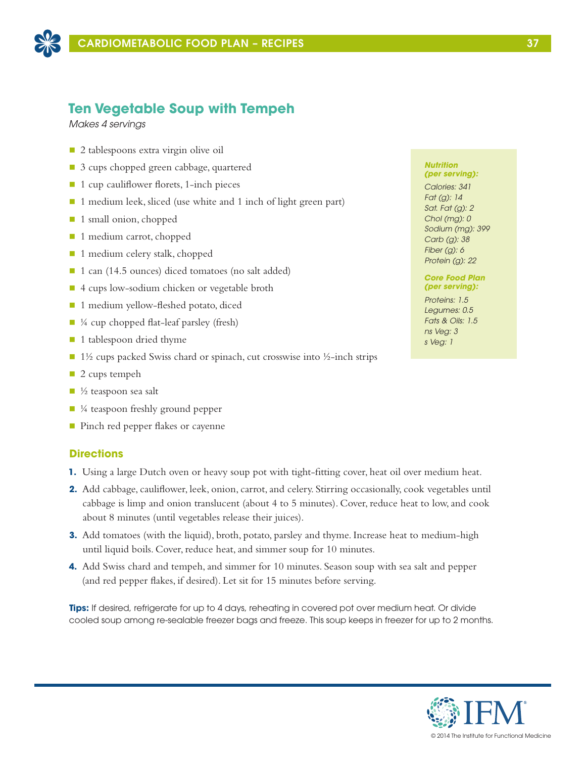## Ten Vegetable Soup with Tempeh

*Makes 4 servings*

- 2 tablespoons extra virgin olive oil
- 3 cups chopped green cabbage, quartered
- 1 cup cauliflower florets, 1-inch pieces
- 1 medium leek, sliced (use white and 1 inch of light green part)
- 1 small onion, chopped
- 1 medium carrot, chopped
- 1 medium celery stalk, chopped
- 1 can (14.5 ounces) diced tomatoes (no salt added)
- 4 cups low-sodium chicken or vegetable broth
- 1 medium yellow-fleshed potato, diced
- ¼ cup chopped flat-leaf parsley (fresh)
- 1 tablespoon dried thyme
- 1½ cups packed Swiss chard or spinach, cut crosswise into ½-inch strips
- 2 cups tempeh
- ½ teaspoon sea salt
- ¼ teaspoon freshly ground pepper
- Pinch red pepper flakes or cayenne

***Nutrition (per serving):***

*Calories: 341*
*Fat (g): 14*
*Sat. Fat (g): 2*
*Chol (mg): 0*
*Sodium (mg): 399*
*Carb (g): 38*
*Fiber (g): 6*
*Protein (g): 22*

***Core Food Plan (per serving):***

*Proteins: 1.5*
*Legumes: 0.5*
*Fats & Oils: 1.5*
*ns Veg: 3*
*s Veg: 1*

### Directions

1. Using a large Dutch oven or heavy soup pot with tight-fitting cover, heat oil over medium heat.
2. Add cabbage, cauliflower, leek, onion, carrot, and celery. Stirring occasionally, cook vegetables until cabbage is limp and onion translucent (about 4 to 5 minutes). Cover, reduce heat to low, and cook about 8 minutes (until vegetables release their juices).
3. Add tomatoes (with the liquid), broth, potato, parsley and thyme. Increase heat to medium-high until liquid boils. Cover, reduce heat, and simmer soup for 10 minutes.
4. Add Swiss chard and tempeh, and simmer for 10 minutes. Season soup with sea salt and pepper (and red pepper flakes, if desired). Let sit for 15 minutes before serving.

**Tips:** If desired, refrigerate for up to 4 days, reheating in covered pot over medium heat. Or divide cooled soup among re-sealable freezer bags and freeze. This soup keeps in freezer for up to 2 months.

© 2014 The Institute for Functional Medicine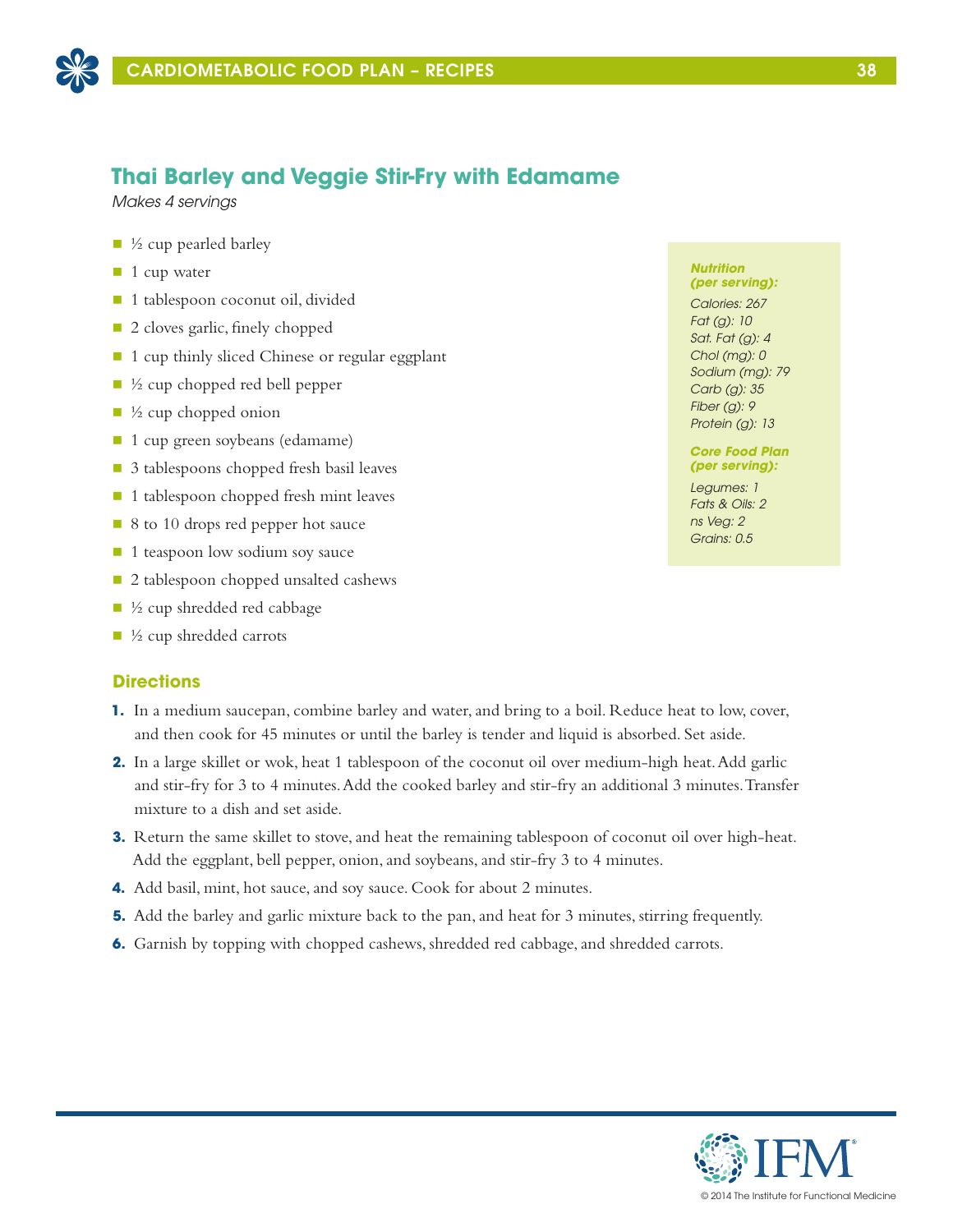## Thai Barley and Veggie Stir-Fry with Edamame

*Makes 4 servings*

- ½ cup pearled barley
- 1 cup water
- 1 tablespoon coconut oil, divided
- 2 cloves garlic, finely chopped
- 1 cup thinly sliced Chinese or regular eggplant
- ½ cup chopped red bell pepper
- ½ cup chopped onion
- 1 cup green soybeans (edamame)
- 3 tablespoons chopped fresh basil leaves
- 1 tablespoon chopped fresh mint leaves
- 8 to 10 drops red pepper hot sauce
- 1 teaspoon low sodium soy sauce
- 2 tablespoon chopped unsalted cashews
- ½ cup shredded red cabbage
- ½ cup shredded carrots

***Nutrition (per serving):***

*Calories: 267*
*Fat (g): 10*
*Sat. Fat (g): 4*
*Chol (mg): 0*
*Sodium (mg): 79*
*Carb (g): 35*
*Fiber (g): 9*
*Protein (g): 13*

***Core Food Plan (per serving):***

*Legumes: 1*
*Fats & Oils: 2*
*ns Veg: 2*
*Grains: 0.5*

### Directions

1. In a medium saucepan, combine barley and water, and bring to a boil. Reduce heat to low, cover, and then cook for 45 minutes or until the barley is tender and liquid is absorbed. Set aside.
2. In a large skillet or wok, heat 1 tablespoon of the coconut oil over medium-high heat. Add garlic and stir-fry for 3 to 4 minutes. Add the cooked barley and stir-fry an additional 3 minutes. Transfer mixture to a dish and set aside.
3. Return the same skillet to stove, and heat the remaining tablespoon of coconut oil over high-heat. Add the eggplant, bell pepper, onion, and soybeans, and stir-fry 3 to 4 minutes.
4. Add basil, mint, hot sauce, and soy sauce. Cook for about 2 minutes.
5. Add the barley and garlic mixture back to the pan, and heat for 3 minutes, stirring frequently.
6. Garnish by topping with chopped cashews, shredded red cabbage, and shredded carrots.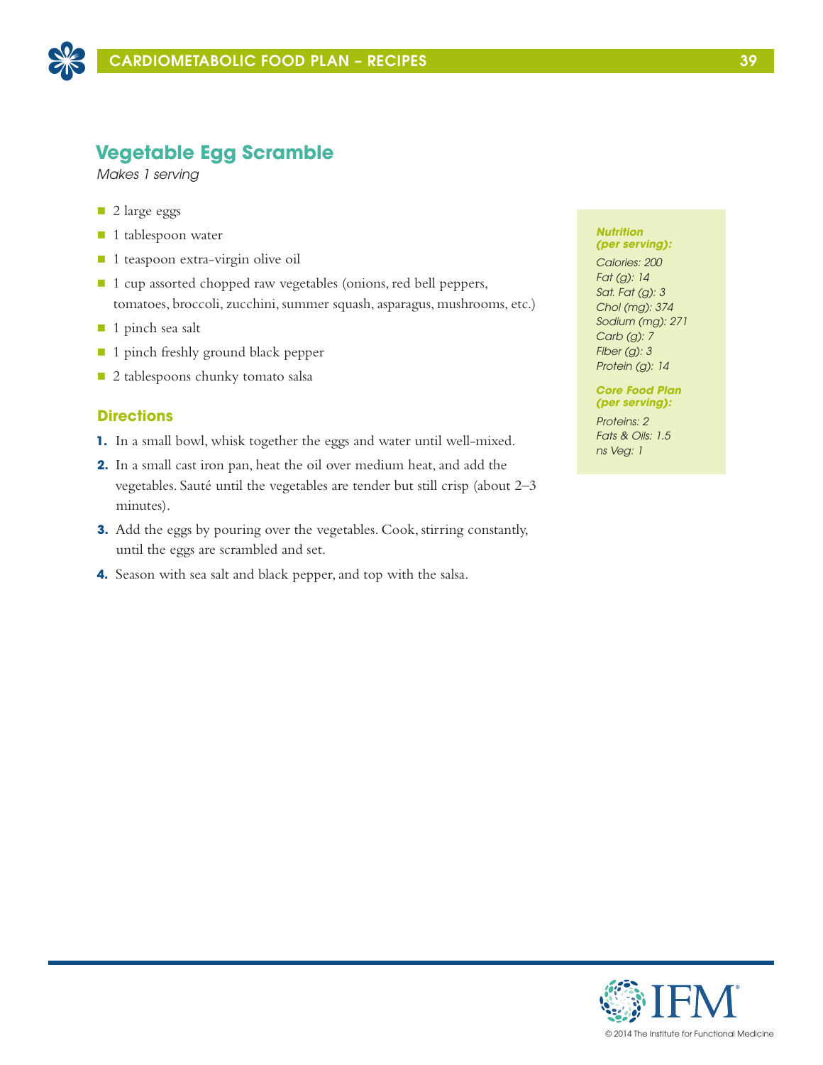## Vegetable Egg Scramble

*Makes 1 serving*

- 2 large eggs
- 1 tablespoon water
- 1 teaspoon extra-virgin olive oil
- 1 cup assorted chopped raw vegetables (onions, red bell peppers, tomatoes, broccoli, zucchini, summer squash, asparagus, mushrooms, etc.)
- 1 pinch sea salt
- 1 pinch freshly ground black pepper
- 2 tablespoons chunky tomato salsa

### Directions

1. In a small bowl, whisk together the eggs and water until well-mixed.
2. In a small cast iron pan, heat the oil over medium heat, and add the vegetables. Sauté until the vegetables are tender but still crisp (about 2–3 minutes).
3. Add the eggs by pouring over the vegetables. Cook, stirring constantly, until the eggs are scrambled and set.
4. Season with sea salt and black pepper, and top with the salsa.

***Nutrition (per serving):***

*Calories: 200*
*Fat (g): 14*
*Sat. Fat (g): 3*
*Chol (mg): 374*
*Sodium (mg): 271*
*Carb (g): 7*
*Fiber (g): 3*
*Protein (g): 14*

***Core Food Plan (per serving):***

*Proteins: 2*
*Fats & Oils: 1.5*
*ns Veg: 1*